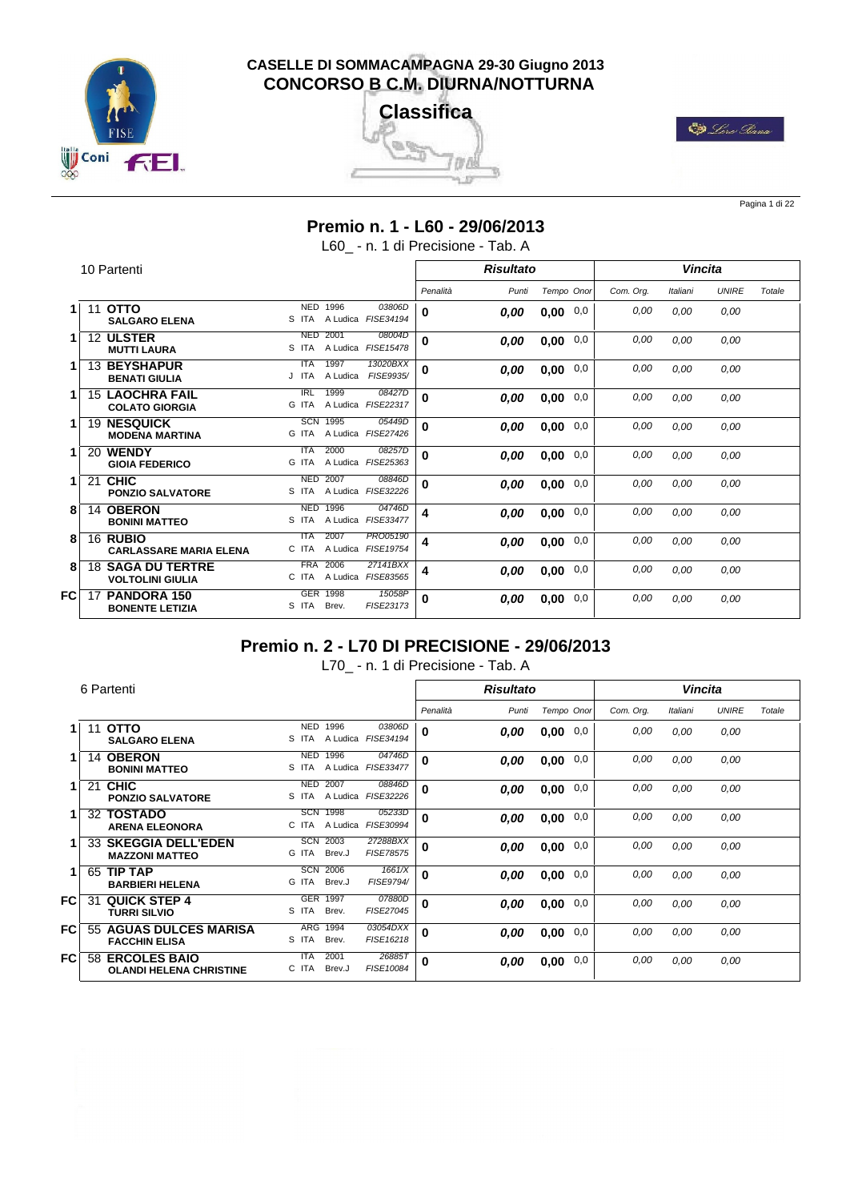**CASELLE DI SOMMACAMPAGNA 29-30 Giugno 2013**
**CONCORSO B C.M. DIURNA/NOTTURNA**

**Classifica**

## Premio n. 1 - L60 - 29/06/2013

L60_ - n. 1 di Precisione - Tab. A

10 Partenti

| | N. | Cavallo / Cavaliere | Naz. | Anno | Cat. | Codice | Penalità | Punti | Tempo | Onor | Com. Org. | Italiani | UNIRE | Totale |
|---|---|---|---|---|---|---|---|---|---|---|---|---|---|---|
| 1 | 11 | **OTTO** / **SALGARO ELENA** | NED / S ITA | 1996 / A Ludica | | 03806D / FISE34194 | 0 | 0,00 | 0,00 | 0,0 | 0,00 | 0,00 | 0,00 | |
| 1 | 12 | **ULSTER** / **MUTTI LAURA** | NED / S ITA | 2001 / A Ludica | | 08004D / FISE15478 | 0 | 0,00 | 0,00 | 0,0 | 0,00 | 0,00 | 0,00 | |
| 1 | 13 | **BEYSHAPUR** / **BENATI GIULIA** | ITA / J ITA | 1997 / A Ludica | | 13020BXX / FISE9935/ | 0 | 0,00 | 0,00 | 0,0 | 0,00 | 0,00 | 0,00 | |
| 1 | 15 | **LAOCHRA FAIL** / **COLATO GIORGIA** | IRL / G ITA | 1999 / A Ludica | | 08427D / FISE22317 | 0 | 0,00 | 0,00 | 0,0 | 0,00 | 0,00 | 0,00 | |
| 1 | 19 | **NESQUICK** / **MODENA MARTINA** | SCN / G ITA | 1995 / A Ludica | | 05449D / FISE27426 | 0 | 0,00 | 0,00 | 0,0 | 0,00 | 0,00 | 0,00 | |
| 1 | 20 | **WENDY** / **GIOIA FEDERICO** | ITA / G ITA | 2000 / A Ludica | | 08257D / FISE25363 | 0 | 0,00 | 0,00 | 0,0 | 0,00 | 0,00 | 0,00 | |
| 1 | 21 | **CHIC** / **PONZIO SALVATORE** | NED / S ITA | 2007 / A Ludica | | 08846D / FISE32226 | 0 | 0,00 | 0,00 | 0,0 | 0,00 | 0,00 | 0,00 | |
| 8 | 14 | **OBERON** / **BONINI MATTEO** | NED / S ITA | 1996 / A Ludica | | 04746D / FISE33477 | 4 | 0,00 | 0,00 | 0,0 | 0,00 | 0,00 | 0,00 | |
| 8 | 16 | **RUBIO** / **CARLASSARE MARIA ELENA** | ITA / C ITA | 2007 / A Ludica | | PRO05190 / FISE19754 | 4 | 0,00 | 0,00 | 0,0 | 0,00 | 0,00 | 0,00 | |
| 8 | 18 | **SAGA DU TERTRE** / **VOLTOLINI GIULIA** | FRA / C ITA | 2006 / A Ludica | | 27141BXX / FISE83565 | 4 | 0,00 | 0,00 | 0,0 | 0,00 | 0,00 | 0,00 | |
| FC | 17 | **PANDORA 150** / **BONENTE LETIZIA** | GER / S ITA | 1998 / Brev. | | 15058P / FISE23173 | 0 | 0,00 | 0,00 | 0,0 | 0,00 | 0,00 | 0,00 | |

## Premio n. 2 - L70 DI PRECISIONE - 29/06/2013

L70_ - n. 1 di Precisione - Tab. A

6 Partenti

| | N. | Cavallo / Cavaliere | Naz. | Anno | Cat. | Codice | Penalità | Punti | Tempo | Onor | Com. Org. | Italiani | UNIRE | Totale |
|---|---|---|---|---|---|---|---|---|---|---|---|---|---|---|
| 1 | 11 | **OTTO** / **SALGARO ELENA** | NED / S ITA | 1996 / A Ludica | | 03806D / FISE34194 | 0 | 0,00 | 0,00 | 0,0 | 0,00 | 0,00 | 0,00 | |
| 1 | 14 | **OBERON** / **BONINI MATTEO** | NED / S ITA | 1996 / A Ludica | | 04746D / FISE33477 | 0 | 0,00 | 0,00 | 0,0 | 0,00 | 0,00 | 0,00 | |
| 1 | 21 | **CHIC** / **PONZIO SALVATORE** | NED / S ITA | 2007 / A Ludica | | 08846D / FISE32226 | 0 | 0,00 | 0,00 | 0,0 | 0,00 | 0,00 | 0,00 | |
| 1 | 32 | **TOSTADO** / **ARENA ELEONORA** | SCN / C ITA | 1998 / A Ludica | | 05233D / FISE30994 | 0 | 0,00 | 0,00 | 0,0 | 0,00 | 0,00 | 0,00 | |
| 1 | 33 | **SKEGGIA DELL'EDEN** / **MAZZONI MATTEO** | SCN / G ITA | 2003 / Brev.J | | 27288BXX / FISE78575 | 0 | 0,00 | 0,00 | 0,0 | 0,00 | 0,00 | 0,00 | |
| 1 | 65 | **TIP TAP** / **BARBIERI HELENA** | SCN / G ITA | 2006 / Brev.J | | 1661/X / FISE9794/ | 0 | 0,00 | 0,00 | 0,0 | 0,00 | 0,00 | 0,00 | |
| FC | 31 | **QUICK STEP 4** / **TURRI SILVIO** | GER / S ITA | 1997 / Brev. | | 07880D / FISE27045 | 0 | 0,00 | 0,00 | 0,0 | 0,00 | 0,00 | 0,00 | |
| FC | 55 | **AGUAS DULCES MARISA** / **FACCHIN ELISA** | ARG / S ITA | 1994 / Brev. | | 03054DXX / FISE16218 | 0 | 0,00 | 0,00 | 0,0 | 0,00 | 0,00 | 0,00 | |
| FC | 58 | **ERCOLES BAIO** / **OLANDI HELENA CHRISTINE** | ITA / C ITA | 2001 / Brev.J | | 26885T / FISE10084 | 0 | 0,00 | 0,00 | 0,0 | 0,00 | 0,00 | 0,00 | |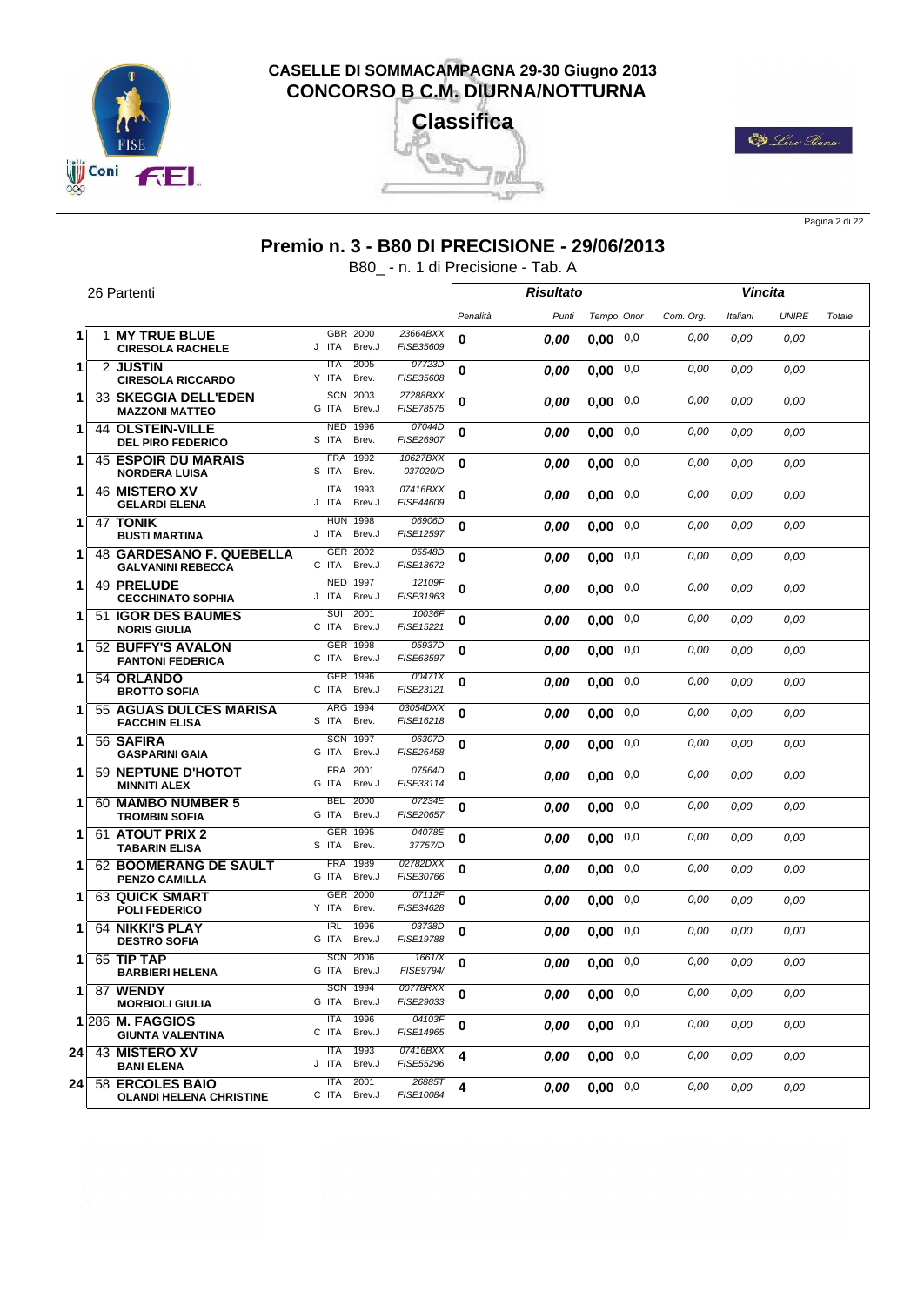**CASELLE DI SOMMACAMPAGNA 29-30 Giugno 2013**
**CONCORSO B C.M. DIURNA/NOTTURNA**

**Classifica**

## Premio n. 3 - B80 DI PRECISIONE - 29/06/2013

B80_ - n. 1 di Precisione - Tab. A

26 Partenti

| | N. | Cavallo / Cavaliere | Naz. / Anno | Patente | Documento | Penalità | Punti | Tempo | Onor | Com. Org. | Italiani | UNIRE | Totale |
|---|---|---|---|---|---|---|---|---|---|---|---|---|---|
| | | | | | | **Risultato** | | | | **Vincita** | | | |
| 1 | 1 | **MY TRUE BLUE** / **CIRESOLA RACHELE** | GBR 2000 / J ITA | Brev.J | 23664BXX / FISE35609 | 0 | 0,00 | 0,00 | 0,0 | 0,00 | 0,00 | 0,00 | |
| 1 | 2 | **JUSTIN** / **CIRESOLA RICCARDO** | ITA 2005 / Y ITA | Brev. | 07723D / FISE35608 | 0 | 0,00 | 0,00 | 0,0 | 0,00 | 0,00 | 0,00 | |
| 1 | 33 | **SKEGGIA DELL'EDEN** / **MAZZONI MATTEO** | SCN 2003 / G ITA | Brev.J | 27288BXX / FISE78575 | 0 | 0,00 | 0,00 | 0,0 | 0,00 | 0,00 | 0,00 | |
| 1 | 44 | **OLSTEIN-VILLE** / **DEL PIRO FEDERICO** | NED 1996 / S ITA | Brev. | 07044D / FISE26907 | 0 | 0,00 | 0,00 | 0,0 | 0,00 | 0,00 | 0,00 | |
| 1 | 45 | **ESPOIR DU MARAIS** / **NORDERA LUISA** | FRA 1992 / S ITA | Brev. | 10627BXX / 037020/D | 0 | 0,00 | 0,00 | 0,0 | 0,00 | 0,00 | 0,00 | |
| 1 | 46 | **MISTERO XV** / **GELARDI ELENA** | ITA 1993 / J ITA | Brev.J | 07416BXX / FISE44609 | 0 | 0,00 | 0,00 | 0,0 | 0,00 | 0,00 | 0,00 | |
| 1 | 47 | **TONIK** / **BUSTI MARTINA** | HUN 1998 / J ITA | Brev.J | 06906D / FISE12597 | 0 | 0,00 | 0,00 | 0,0 | 0,00 | 0,00 | 0,00 | |
| 1 | 48 | **GARDESANO F. QUEBELLA** / **GALVANINI REBECCA** | GER 2002 / C ITA | Brev.J | 05548D / FISE18672 | 0 | 0,00 | 0,00 | 0,0 | 0,00 | 0,00 | 0,00 | |
| 1 | 49 | **PRELUDE** / **CECCHINATO SOPHIA** | NED 1997 / J ITA | Brev.J | 12109F / FISE31963 | 0 | 0,00 | 0,00 | 0,0 | 0,00 | 0,00 | 0,00 | |
| 1 | 51 | **IGOR DES BAUMES** / **NORIS GIULIA** | SUI 2001 / C ITA | Brev.J | 10036F / FISE15221 | 0 | 0,00 | 0,00 | 0,0 | 0,00 | 0,00 | 0,00 | |
| 1 | 52 | **BUFFY'S AVALON** / **FANTONI FEDERICA** | GER 1998 / C ITA | Brev.J | 05937D / FISE63597 | 0 | 0,00 | 0,00 | 0,0 | 0,00 | 0,00 | 0,00 | |
| 1 | 54 | **ORLANDO** / **BROTTO SOFIA** | GER 1996 / C ITA | Brev.J | 00471X / FISE23121 | 0 | 0,00 | 0,00 | 0,0 | 0,00 | 0,00 | 0,00 | |
| 1 | 55 | **AGUAS DULCES MARISA** / **FACCHIN ELISA** | ARG 1994 / S ITA | Brev. | 03054DXX / FISE16218 | 0 | 0,00 | 0,00 | 0,0 | 0,00 | 0,00 | 0,00 | |
| 1 | 56 | **SAFIRA** / **GASPARINI GAIA** | SCN 1997 / G ITA | Brev.J | 06307D / FISE26458 | 0 | 0,00 | 0,00 | 0,0 | 0,00 | 0,00 | 0,00 | |
| 1 | 59 | **NEPTUNE D'HOTOT** / **MINNITI ALEX** | FRA 2001 / G ITA | Brev.J | 07564D / FISE33114 | 0 | 0,00 | 0,00 | 0,0 | 0,00 | 0,00 | 0,00 | |
| 1 | 60 | **MAMBO NUMBER 5** / **TROMBIN SOFIA** | BEL 2000 / G ITA | Brev.J | 07234E / FISE20657 | 0 | 0,00 | 0,00 | 0,0 | 0,00 | 0,00 | 0,00 | |
| 1 | 61 | **ATOUT PRIX 2** / **TABARIN ELISA** | GER 1995 / S ITA | Brev. | 04078E / 37757/D | 0 | 0,00 | 0,00 | 0,0 | 0,00 | 0,00 | 0,00 | |
| 1 | 62 | **BOOMERANG DE SAULT** / **PENZO CAMILLA** | FRA 1989 / G ITA | Brev.J | 02782DXX / FISE30766 | 0 | 0,00 | 0,00 | 0,0 | 0,00 | 0,00 | 0,00 | |
| 1 | 63 | **QUICK SMART** / **POLI FEDERICO** | GER 2000 / Y ITA | Brev. | 07112F / FISE34628 | 0 | 0,00 | 0,00 | 0,0 | 0,00 | 0,00 | 0,00 | |
| 1 | 64 | **NIKKI'S PLAY** / **DESTRO SOFIA** | IRL 1996 / G ITA | Brev.J | 03738D / FISE19788 | 0 | 0,00 | 0,00 | 0,0 | 0,00 | 0,00 | 0,00 | |
| 1 | 65 | **TIP TAP** / **BARBIERI HELENA** | SCN 2006 / G ITA | Brev.J | 1661/X / FISE9794/ | 0 | 0,00 | 0,00 | 0,0 | 0,00 | 0,00 | 0,00 | |
| 1 | 87 | **WENDY** / **MORBIOLI GIULIA** | SCN 1994 / G ITA | Brev.J | 00778RXX / FISE29033 | 0 | 0,00 | 0,00 | 0,0 | 0,00 | 0,00 | 0,00 | |
| 1 | 286 | **M. FAGGIOS** / **GIUNTA VALENTINA** | ITA 1996 / C ITA | Brev.J | 04103F / FISE14965 | 0 | 0,00 | 0,00 | 0,0 | 0,00 | 0,00 | 0,00 | |
| 24 | 43 | **MISTERO XV** / **BANI ELENA** | ITA 1993 / J ITA | Brev.J | 07416BXX / FISE55296 | 4 | 0,00 | 0,00 | 0,0 | 0,00 | 0,00 | 0,00 | |
| 24 | 58 | **ERCOLES BAIO** / **OLANDI HELENA CHRISTINE** | ITA 2001 / C ITA | Brev.J | 26885T / FISE10084 | 4 | 0,00 | 0,00 | 0,0 | 0,00 | 0,00 | 0,00 | |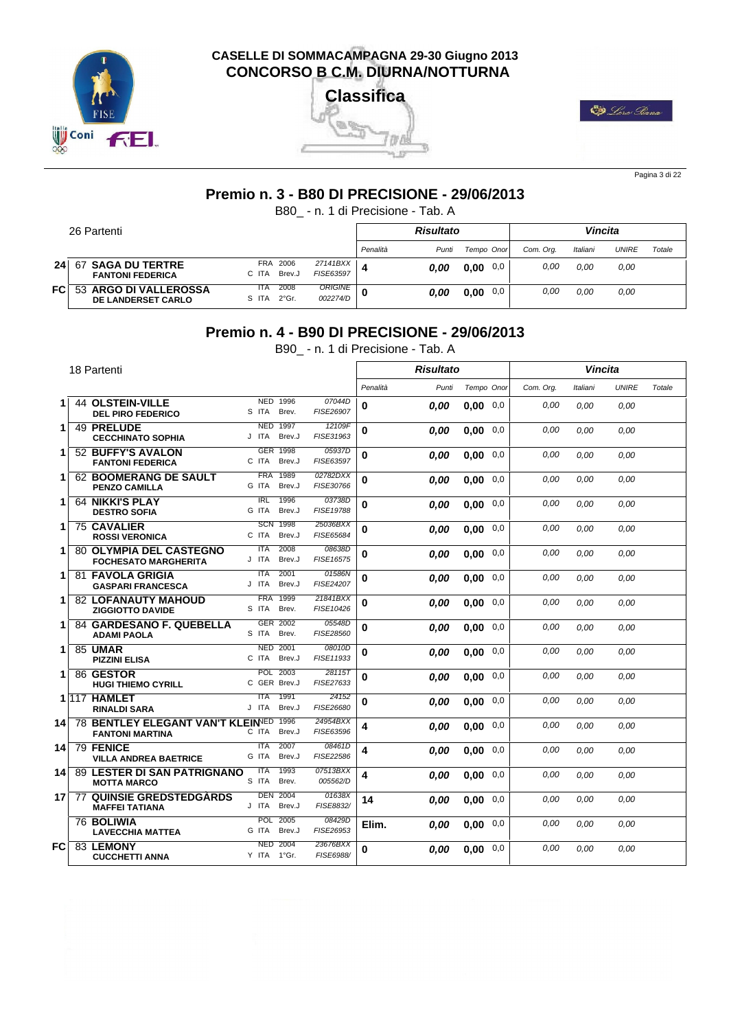# CASELLE DI SOMMACAMPAGNA 29-30 Giugno 2013
# CONCORSO B C.M. DIURNA/NOTTURNA
## Classifica

## Premio n. 3 - B80 DI PRECISIONE - 29/06/2013

B80_ - n. 1 di Precisione - Tab. A

26 Partenti

| Pos. | N. | Cavallo / Cavaliere | Naz. / Anno | Brevetto | Passaporto / Tessera | Penalità | Punti | Tempo | Onor | Com. Org. | Italiani | UNIRE | Totale |
|---|---|---|---|---|---|---|---|---|---|---|---|---|---|
| 24 | 67 | **SAGA DU TERTRE** / **FANTONI FEDERICA** | FRA 2006 / C ITA | Brev.J | *27141BXX* / *FISE63597* | 4 | *0,00* | **0,00** | 0,0 | 0,00 | 0,00 | 0,00 | |
| FC | 53 | **ARGO DI VALLEROSSA** / **DE LANDERSET CARLO** | ITA 2008 / S ITA | 2°Gr. | *ORIGINE* / *002274/D* | 0 | *0,00* | **0,00** | 0,0 | 0,00 | 0,00 | 0,00 | |

## Premio n. 4 - B90 DI PRECISIONE - 29/06/2013

B90_ - n. 1 di Precisione - Tab. A

18 Partenti

| Pos. | N. | Cavallo / Cavaliere | Naz. / Anno | Brevetto | Passaporto / Tessera | Penalità | Punti | Tempo | Onor | Com. Org. | Italiani | UNIRE | Totale |
|---|---|---|---|---|---|---|---|---|---|---|---|---|---|
| 1 | 44 | **OLSTEIN-VILLE** / **DEL PIRO FEDERICO** | NED 1996 / S ITA | Brev. | *07044D* / *FISE26907* | 0 | *0,00* | **0,00** | 0,0 | 0,00 | 0,00 | 0,00 | |
| 1 | 49 | **PRELUDE** / **CECCHINATO SOPHIA** | NED 1997 / J ITA | Brev.J | *12109F* / *FISE31963* | 0 | *0,00* | **0,00** | 0,0 | 0,00 | 0,00 | 0,00 | |
| 1 | 52 | **BUFFY'S AVALON** / **FANTONI FEDERICA** | GER 1998 / C ITA | Brev.J | *05937D* / *FISE63597* | 0 | *0,00* | **0,00** | 0,0 | 0,00 | 0,00 | 0,00 | |
| 1 | 62 | **BOOMERANG DE SAULT** / **PENZO CAMILLA** | FRA 1989 / G ITA | Brev.J | *02782DXX* / *FISE30766* | 0 | *0,00* | **0,00** | 0,0 | 0,00 | 0,00 | 0,00 | |
| 1 | 64 | **NIKKI'S PLAY** / **DESTRO SOFIA** | IRL 1996 / G ITA | Brev.J | *03738D* / *FISE19788* | 0 | *0,00* | **0,00** | 0,0 | 0,00 | 0,00 | 0,00 | |
| 1 | 75 | **CAVALIER** / **ROSSI VERONICA** | SCN 1998 / C ITA | Brev.J | *25036BXX* / *FISE65684* | 0 | *0,00* | **0,00** | 0,0 | 0,00 | 0,00 | 0,00 | |
| 1 | 80 | **OLYMPIA DEL CASTEGNO** / **FOCHESATO MARGHERITA** | ITA 2008 / J ITA | Brev.J | *08638D* / *FISE16575* | 0 | *0,00* | **0,00** | 0,0 | 0,00 | 0,00 | 0,00 | |
| 1 | 81 | **FAVOLA GRIGIA** / **GASPARI FRANCESCA** | ITA 2001 / J ITA | Brev.J | *01586N* / *FISE24207* | 0 | *0,00* | **0,00** | 0,0 | 0,00 | 0,00 | 0,00 | |
| 1 | 82 | **LOFANAUTY MAHOUD** / **ZIGGIOTTO DAVIDE** | FRA 1999 / S ITA | Brev. | *21841BXX* / *FISE10426* | 0 | *0,00* | **0,00** | 0,0 | 0,00 | 0,00 | 0,00 | |
| 1 | 84 | **GARDESANO F. QUEBELLA** / **ADAMI PAOLA** | GER 2002 / S ITA | Brev. | *05548D* / *FISE28560* | 0 | *0,00* | **0,00** | 0,0 | 0,00 | 0,00 | 0,00 | |
| 1 | 85 | **UMAR** / **PIZZINI ELISA** | NED 2001 / C ITA | Brev.J | *08010D* / *FISE11933* | 0 | *0,00* | **0,00** | 0,0 | 0,00 | 0,00 | 0,00 | |
| 1 | 86 | **GESTOR** / **HUGI THIEMO CYRILL** | POL 2003 / C GER | Brev.J | *28115T* / *FISE27633* | 0 | *0,00* | **0,00** | 0,0 | 0,00 | 0,00 | 0,00 | |
| 1 | 117 | **HAMLET** / **RINALDI SARA** | ITA 1991 / J ITA | Brev.J | *24152* / *FISE26680* | 0 | *0,00* | **0,00** | 0,0 | 0,00 | 0,00 | 0,00 | |
| 14 | 78 | **BENTLEY ELEGANT VAN'T KLEIN** / **FANTONI MARTINA** | NED 1996 / C ITA | Brev.J | *24954BXX* / *FISE63596* | 4 | *0,00* | **0,00** | 0,0 | 0,00 | 0,00 | 0,00 | |
| 14 | 79 | **FENICE** / **VILLA ANDREA BAETRICE** | ITA 2007 / G ITA | Brev.J | *08461D* / *FISE22586* | 4 | *0,00* | **0,00** | 0,0 | 0,00 | 0,00 | 0,00 | |
| 14 | 89 | **LESTER DI SAN PATRIGNANO** / **MOTTA MARCO** | ITA 1993 / S ITA | Brev. | *07513BXX* / *005562/D* | 4 | *0,00* | **0,00** | 0,0 | 0,00 | 0,00 | 0,00 | |
| 17 | 77 | **QUINSIE GREDSTEDGÅRDS** / **MAFFEI TATIANA** | DEN 2004 / J ITA | Brev.J | *01638X* / *FISE8832/* | 14 | *0,00* | **0,00** | 0,0 | 0,00 | 0,00 | 0,00 | |
| | 76 | **BOLIWIA** / **LAVECCHIA MATTEA** | POL 2005 / G ITA | Brev.J | *08429D* / *FISE26953* | Elim. | *0,00* | **0,00** | 0,0 | 0,00 | 0,00 | 0,00 | |
| FC | 83 | **LEMONY** / **CUCCHETTI ANNA** | NED 2004 / Y ITA | 1°Gr. | *23676BXX* / *FISE6988/* | 0 | *0,00* | **0,00** | 0,0 | 0,00 | 0,00 | 0,00 | |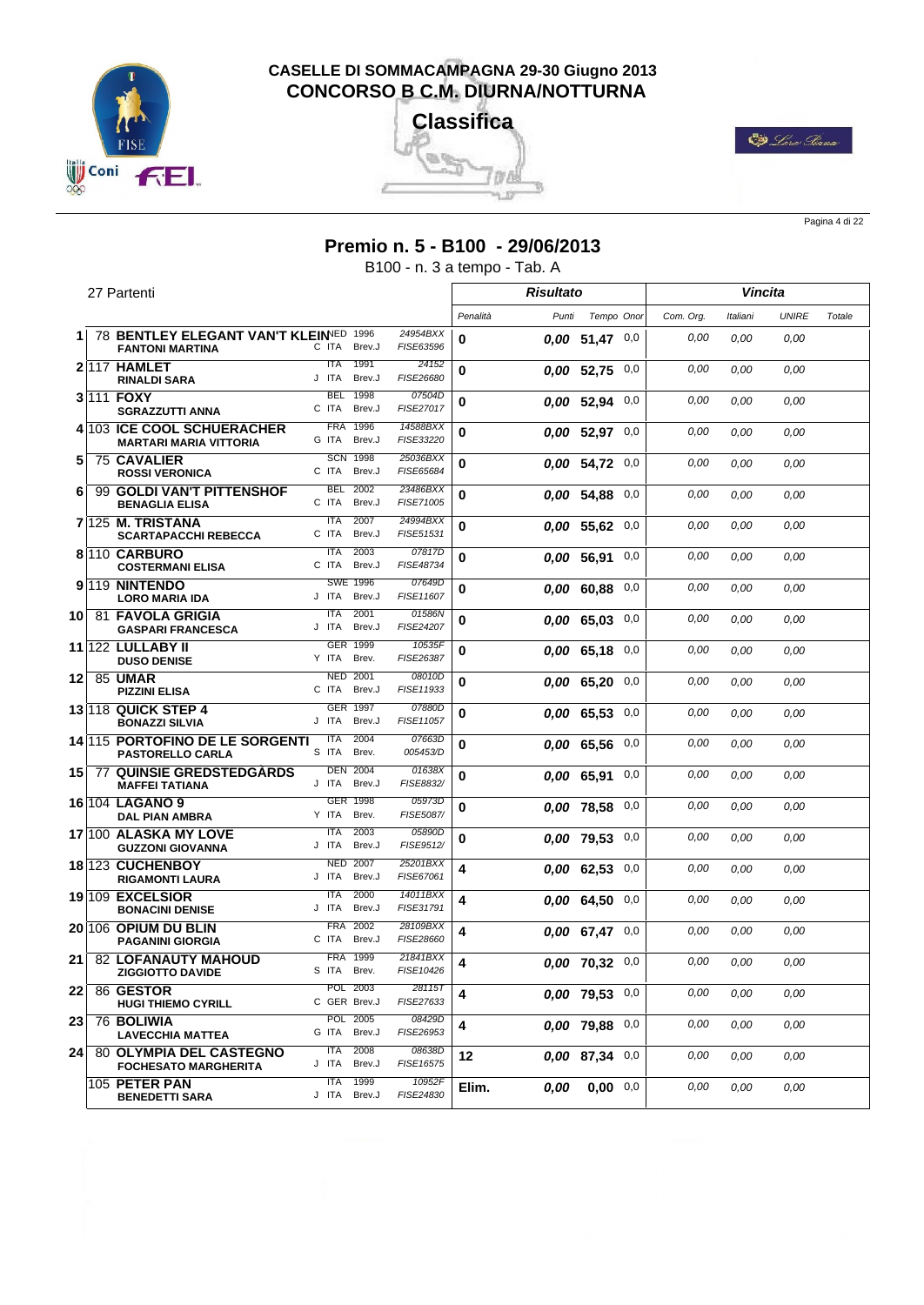# CASELLE DI SOMMACAMPAGNA 29-30 Giugno 2013
## CONCORSO B C.M. DIURNA/NOTTURNA
## Classifica

### Premio n. 5 - B100 - 29/06/2013

B100 - n. 3 a tempo - Tab. A

27 Partenti

| | | Cavallo / Cavaliere | | | | Risultato | | | | Vincita | | | |
|---|---|---|---|---|---|---|---|---|---|---|---|---|---|
| | | | | | | Penalità | Punti | Tempo | Onor | Com. Org. | Italiani | UNIRE | Totale |
| 1 | 78 | **BENTLEY ELEGANT VAN'T KLEIN** / **FANTONI MARTINA** | NED 1996 / C ITA Brev.J | 24954BXX / FISE63596 | | **0** | **0,00** | **51,47** | 0,0 | 0,00 | 0,00 | 0,00 | |
| 2 | 117 | **HAMLET** / **RINALDI SARA** | ITA 1991 / J ITA Brev.J | 24152 / FISE26680 | | **0** | **0,00** | **52,75** | 0,0 | 0,00 | 0,00 | 0,00 | |
| 3 | 111 | **FOXY** / **SGRAZZUTTI ANNA** | BEL 1998 / C ITA Brev.J | 07504D / FISE27017 | | **0** | **0,00** | **52,94** | 0,0 | 0,00 | 0,00 | 0,00 | |
| 4 | 103 | **ICE COOL SCHUERACHER** / **MARTARI MARIA VITTORIA** | FRA 1996 / G ITA Brev.J | 14588BXX / FISE33220 | | **0** | **0,00** | **52,97** | 0,0 | 0,00 | 0,00 | 0,00 | |
| 5 | 75 | **CAVALIER** / **ROSSI VERONICA** | SCN 1998 / C ITA Brev.J | 25036BXX / FISE65684 | | **0** | **0,00** | **54,72** | 0,0 | 0,00 | 0,00 | 0,00 | |
| 6 | 99 | **GOLDI VAN'T PITTENSHOF** / **BENAGLIA ELISA** | BEL 2002 / C ITA Brev.J | 23486BXX / FISE71005 | | **0** | **0,00** | **54,88** | 0,0 | 0,00 | 0,00 | 0,00 | |
| 7 | 125 | **M. TRISTANA** / **SCARTAPACCHI REBECCA** | ITA 2007 / C ITA Brev.J | 24994BXX / FISE51531 | | **0** | **0,00** | **55,62** | 0,0 | 0,00 | 0,00 | 0,00 | |
| 8 | 110 | **CARBURO** / **COSTERMANI ELISA** | ITA 2003 / C ITA Brev.J | 07817D / FISE48734 | | **0** | **0,00** | **56,91** | 0,0 | 0,00 | 0,00 | 0,00 | |
| 9 | 119 | **NINTENDO** / **LORO MARIA IDA** | SWE 1996 / J ITA Brev.J | 07649D / FISE11607 | | **0** | **0,00** | **60,88** | 0,0 | 0,00 | 0,00 | 0,00 | |
| 10 | 81 | **FAVOLA GRIGIA** / **GASPARI FRANCESCA** | ITA 2001 / J ITA Brev.J | 01586N / FISE24207 | | **0** | **0,00** | **65,03** | 0,0 | 0,00 | 0,00 | 0,00 | |
| 11 | 122 | **LULLABY II** / **DUSO DENISE** | GER 1999 / Y ITA Brev. | 10535F / FISE26387 | | **0** | **0,00** | **65,18** | 0,0 | 0,00 | 0,00 | 0,00 | |
| 12 | 85 | **UMAR** / **PIZZINI ELISA** | NED 2001 / C ITA Brev.J | 08010D / FISE11933 | | **0** | **0,00** | **65,20** | 0,0 | 0,00 | 0,00 | 0,00 | |
| 13 | 118 | **QUICK STEP 4** / **BONAZZI SILVIA** | GER 1997 / J ITA Brev.J | 07880D / FISE11057 | | **0** | **0,00** | **65,53** | 0,0 | 0,00 | 0,00 | 0,00 | |
| 14 | 115 | **PORTOFINO DE LE SORGENTI** / **PASTORELLO CARLA** | ITA 2004 / S ITA Brev. | 07663D / 005453/D | | **0** | **0,00** | **65,56** | 0,0 | 0,00 | 0,00 | 0,00 | |
| 15 | 77 | **QUINSIE GREDSTEDGÅRDS** / **MAFFEI TATIANA** | DEN 2004 / J ITA Brev.J | 01638X / FISE8832/ | | **0** | **0,00** | **65,91** | 0,0 | 0,00 | 0,00 | 0,00 | |
| 16 | 104 | **LAGANO 9** / **DAL PIAN AMBRA** | GER 1998 / Y ITA Brev. | 05973D / FISE5087/ | | **0** | **0,00** | **78,58** | 0,0 | 0,00 | 0,00 | 0,00 | |
| 17 | 100 | **ALASKA MY LOVE** / **GUZZONI GIOVANNA** | ITA 2003 / J ITA Brev.J | 05890D / FISE9512/ | | **0** | **0,00** | **79,53** | 0,0 | 0,00 | 0,00 | 0,00 | |
| 18 | 123 | **CUCHENBOY** / **RIGAMONTI LAURA** | NED 2007 / J ITA Brev.J | 25201BXX / FISE67061 | | **4** | **0,00** | **62,53** | 0,0 | 0,00 | 0,00 | 0,00 | |
| 19 | 109 | **EXCELSIOR** / **BONACINI DENISE** | ITA 2000 / J ITA Brev.J | 14011BXX / FISE31791 | | **4** | **0,00** | **64,50** | 0,0 | 0,00 | 0,00 | 0,00 | |
| 20 | 106 | **OPIUM DU BLIN** / **PAGANINI GIORGIA** | FRA 2002 / C ITA Brev.J | 28109BXX / FISE28660 | | **4** | **0,00** | **67,47** | 0,0 | 0,00 | 0,00 | 0,00 | |
| 21 | 82 | **LOFANAUTY MAHOUD** / **ZIGGIOTTO DAVIDE** | FRA 1999 / S ITA Brev. | 21841BXX / FISE10426 | | **4** | **0,00** | **70,32** | 0,0 | 0,00 | 0,00 | 0,00 | |
| 22 | 86 | **GESTOR** / **HUGI THIEMO CYRILL** | POL 2003 / C GER Brev.J | 28115T / FISE27633 | | **4** | **0,00** | **79,53** | 0,0 | 0,00 | 0,00 | 0,00 | |
| 23 | 76 | **BOLIWIA** / **LAVECCHIA MATTEA** | POL 2005 / G ITA Brev.J | 08429D / FISE26953 | | **4** | **0,00** | **79,88** | 0,0 | 0,00 | 0,00 | 0,00 | |
| 24 | 80 | **OLYMPIA DEL CASTEGNO** / **FOCHESATO MARGHERITA** | ITA 2008 / J ITA Brev.J | 08638D / FISE16575 | | **12** | **0,00** | **87,34** | 0,0 | 0,00 | 0,00 | 0,00 | |
| | 105 | **PETER PAN** / **BENEDETTI SARA** | ITA 1999 / J ITA Brev.J | 10952F / FISE24830 | | **Elim.** | **0,00** | **0,00** | 0,0 | 0,00 | 0,00 | 0,00 | |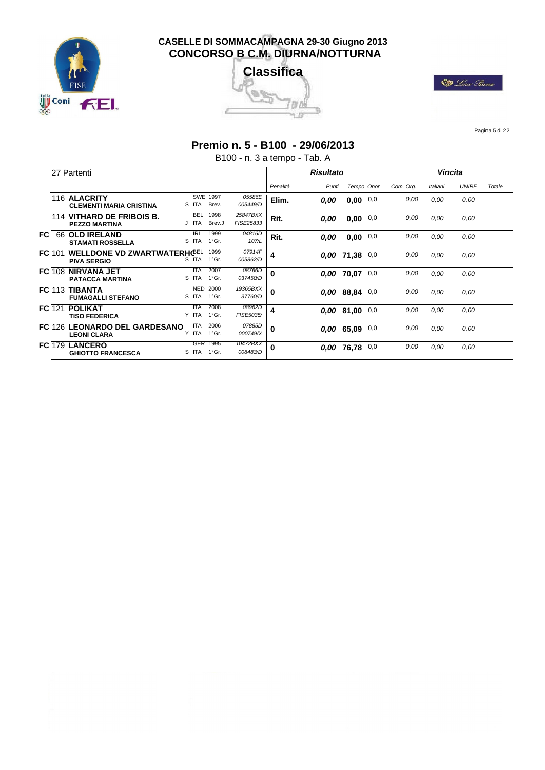# CASELLE DI SOMMACAMPAGNA 29-30 Giugno 2013
## CONCORSO B C.M. DIURNA/NOTTURNA

**Classifica**

## Premio n. 5 - B100 - 29/06/2013

B100 - n. 3 a tempo - Tab. A

27 Partenti

| | N. | Cavallo / Cavaliere | | | | Risultato | | | | Vincita | | | |
|---|---|---|---|---|---|---|---|---|---|---|---|---|---|
| | | | | | | Penalità | Punti | Tempo | Onor | Com. Org. | Italiani | UNIRE | Totale |
| | 116 | **ALACRITY**<br>**CLEMENTI MARIA CRISTINA** | SWE<br>S ITA | 1997<br>Brev. | 05586E<br>005449/D | **Elim.** | 0,00 | 0,00 | 0,0 | 0,00 | 0,00 | 0,00 | |
| | 114 | **VITHARD DE FRIBOIS B.**<br>**PEZZO MARTINA** | BEL<br>J ITA | 1998<br>Brev.J | 25847BXX<br>FISE25833 | **Rit.** | 0,00 | 0,00 | 0,0 | 0,00 | 0,00 | 0,00 | |
| FC | 66 | **OLD IRELAND**<br>**STAMATI ROSSELLA** | IRL<br>S ITA | 1999<br>1°Gr. | 04816D<br>107/L | **Rit.** | 0,00 | 0,00 | 0,0 | 0,00 | 0,00 | 0,00 | |
| FC | 101 | **WELLDONE VD ZWARTWATERHO**<br>**PIVA SERGIO** | BEL<br>S ITA | 1999<br>1°Gr. | 07914F<br>005862/D | **4** | 0,00 | 71,38 | 0,0 | 0,00 | 0,00 | 0,00 | |
| FC | 108 | **NIRVANA JET**<br>**PATACCA MARTINA** | ITA<br>S ITA | 2007<br>1°Gr. | 08766D<br>037450/D | **0** | 0,00 | 70,07 | 0,0 | 0,00 | 0,00 | 0,00 | |
| FC | 113 | **TIBANTA**<br>**FUMAGALLI STEFANO** | NED<br>S ITA | 2000<br>1°Gr. | 19365BXX<br>37760/D | **0** | 0,00 | 88,84 | 0,0 | 0,00 | 0,00 | 0,00 | |
| FC | 121 | **POLIKAT**<br>**TISO FEDERICA** | ITA<br>Y ITA | 2008<br>1°Gr. | 08962D<br>FISE5035/ | **4** | 0,00 | 81,00 | 0,0 | 0,00 | 0,00 | 0,00 | |
| FC | 126 | **LEONARDO DEL GARDESANO**<br>**LEONI CLARA** | ITA<br>Y ITA | 2006<br>1°Gr. | 07885D<br>000749/X | **0** | 0,00 | 65,09 | 0,0 | 0,00 | 0,00 | 0,00 | |
| FC | 179 | **LANCERO**<br>**GHIOTTO FRANCESCA** | GER<br>S ITA | 1995<br>1°Gr. | 10472BXX<br>008483/D | **0** | 0,00 | 76,78 | 0,0 | 0,00 | 0,00 | 0,00 | |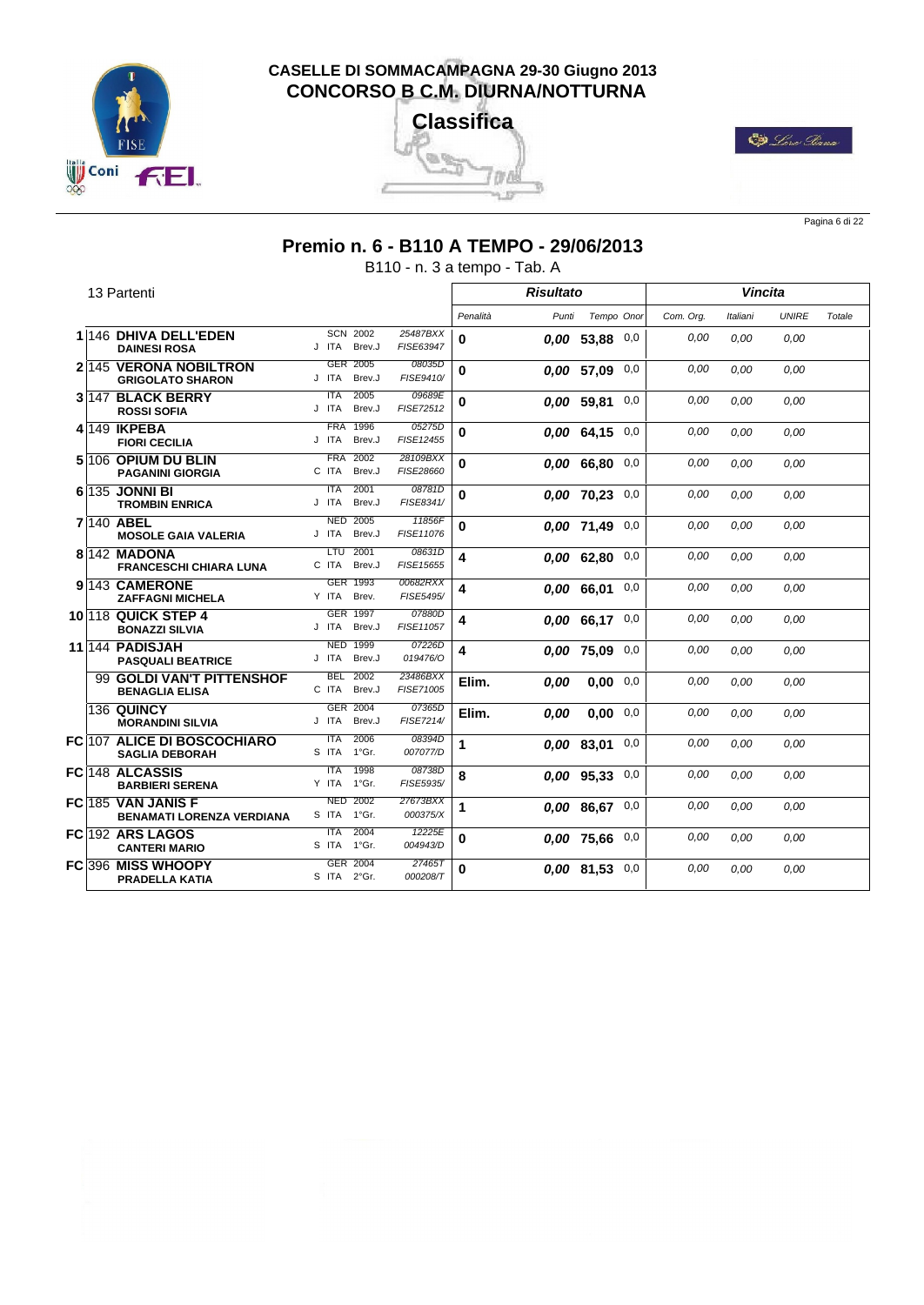# CASELLE DI SOMMACAMPAGNA 29-30 Giugno 2013
## CONCORSO B C.M. DIURNA/NOTTURNA

### Classifica

## Premio n. 6 - B110 A TEMPO - 29/06/2013

B110 - n. 3 a tempo - Tab. A

13 Partenti

| Pos. | N. | Cavallo / Cavaliere | | | Risultato | | | | Vincita | | | |
|---|---|---|---|---|---|---|---|---|---|---|---|---|
| | | | | | Penalità | Punti | Tempo | Onor | Com. Org. | Italiani | UNIRE | Totale |
| 1 | 146 | **DHIVA DELL'EDEN** / **DAINESI ROSA** | SCN 2002 / J ITA Brev.J | 25487BXX / FISE63947 | **0** | **0,00** | **53,88** | 0,0 | 0,00 | 0,00 | 0,00 | |
| 2 | 145 | **VERONA NOBILTRON** / **GRIGOLATO SHARON** | GER 2005 / J ITA Brev.J | 08035D / FISE9410/ | **0** | **0,00** | **57,09** | 0,0 | 0,00 | 0,00 | 0,00 | |
| 3 | 147 | **BLACK BERRY** / **ROSSI SOFIA** | ITA 2005 / J ITA Brev.J | 09689E / FISE72512 | **0** | **0,00** | **59,81** | 0,0 | 0,00 | 0,00 | 0,00 | |
| 4 | 149 | **IKPEBA** / **FIORI CECILIA** | FRA 1996 / J ITA Brev.J | 05275D / FISE12455 | **0** | **0,00** | **64,15** | 0,0 | 0,00 | 0,00 | 0,00 | |
| 5 | 106 | **OPIUM DU BLIN** / **PAGANINI GIORGIA** | FRA 2002 / C ITA Brev.J | 28109BXX / FISE28660 | **0** | **0,00** | **66,80** | 0,0 | 0,00 | 0,00 | 0,00 | |
| 6 | 135 | **JONNI BI** / **TROMBIN ENRICA** | ITA 2001 / J ITA Brev.J | 08781D / FISE8341/ | **0** | **0,00** | **70,23** | 0,0 | 0,00 | 0,00 | 0,00 | |
| 7 | 140 | **ABEL** / **MOSOLE GAIA VALERIA** | NED 2005 / J ITA Brev.J | 11856F / FISE11076 | **0** | **0,00** | **71,49** | 0,0 | 0,00 | 0,00 | 0,00 | |
| 8 | 142 | **MADONA** / **FRANCESCHI CHIARA LUNA** | LTU 2001 / C ITA Brev.J | 08631D / FISE15655 | **4** | **0,00** | **62,80** | 0,0 | 0,00 | 0,00 | 0,00 | |
| 9 | 143 | **CAMERONE** / **ZAFFAGNI MICHELA** | GER 1993 / Y ITA Brev. | 00682RXX / FISE5495/ | **4** | **0,00** | **66,01** | 0,0 | 0,00 | 0,00 | 0,00 | |
| 10 | 118 | **QUICK STEP 4** / **BONAZZI SILVIA** | GER 1997 / J ITA Brev.J | 07880D / FISE11057 | **4** | **0,00** | **66,17** | 0,0 | 0,00 | 0,00 | 0,00 | |
| 11 | 144 | **PADISJAH** / **PASQUALI BEATRICE** | NED 1999 / J ITA Brev.J | 07226D / 019476/O | **4** | **0,00** | **75,09** | 0,0 | 0,00 | 0,00 | 0,00 | |
| | 99 | **GOLDI VAN'T PITTENSHOF** / **BENAGLIA ELISA** | BEL 2002 / C ITA Brev.J | 23486BXX / FISE71005 | **Elim.** | **0,00** | **0,00** | 0,0 | 0,00 | 0,00 | 0,00 | |
| | 136 | **QUINCY** / **MORANDINI SILVIA** | GER 2004 / J ITA Brev.J | 07365D / FISE7214/ | **Elim.** | **0,00** | **0,00** | 0,0 | 0,00 | 0,00 | 0,00 | |
| FC | 107 | **ALICE DI BOSCOCHIARO** / **SAGLIA DEBORAH** | ITA 2006 / S ITA 1°Gr. | 08394D / 007077/D | **1** | **0,00** | **83,01** | 0,0 | 0,00 | 0,00 | 0,00 | |
| FC | 148 | **ALCASSIS** / **BARBIERI SERENA** | ITA 1998 / Y ITA 1°Gr. | 08738D / FISE5935/ | **8** | **0,00** | **95,33** | 0,0 | 0,00 | 0,00 | 0,00 | |
| FC | 185 | **VAN JANIS F** / **BENAMATI LORENZA VERDIANA** | NED 2002 / S ITA 1°Gr. | 27673BXX / 000375/X | **1** | **0,00** | **86,67** | 0,0 | 0,00 | 0,00 | 0,00 | |
| FC | 192 | **ARS LAGOS** / **CANTERI MARIO** | ITA 2004 / S ITA 1°Gr. | 12225E / 004943/D | **0** | **0,00** | **75,66** | 0,0 | 0,00 | 0,00 | 0,00 | |
| FC | 396 | **MISS WHOOPY** / **PRADELLA KATIA** | GER 2004 / S ITA 2°Gr. | 27465T / 000208/T | **0** | **0,00** | **81,53** | 0,0 | 0,00 | 0,00 | 0,00 | |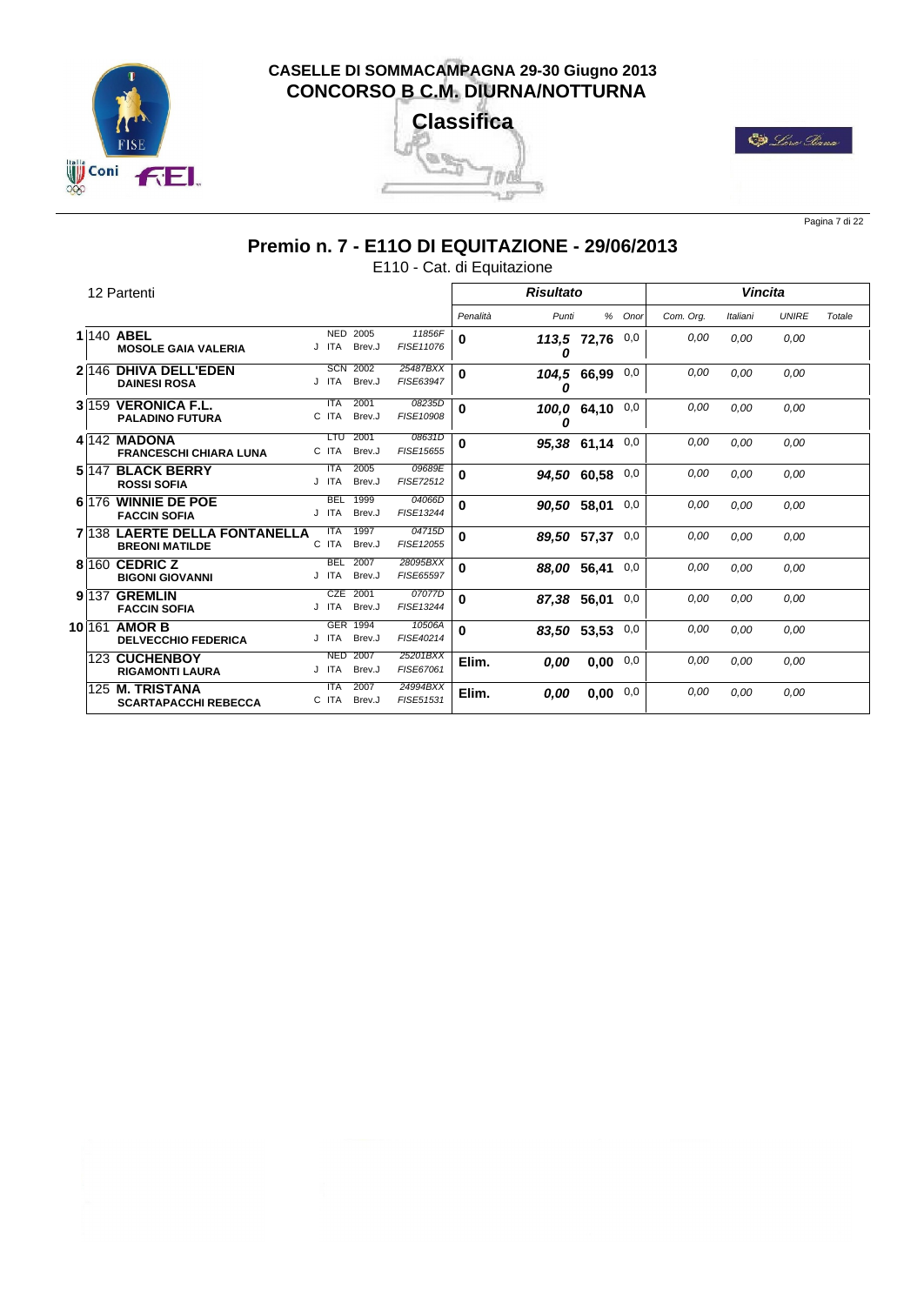CASELLE DI SOMMACAMPAGNA 29-30 Giugno 2013
**CONCORSO B C.M. DIURNA/NOTTURNA**

**Classifica**

## Premio n. 7 - E11O DI EQUITAZIONE - 29/06/2013

E110 - Cat. di Equitazione

12 Partenti

| Pos. | N. | Cavallo / Cavaliere | | Naz. / Anno | Passaporto / Tessera | Penalità | Punti | % | Onor | Com. Org. | Italiani | UNIRE | Totale |
|---|---|---|---|---|---|---|---|---|---|---|---|---|---|
| | | | | | | **Risultato** | | | | **Vincita** | | | |
| 1 | 140 | **ABEL** / **MOSOLE GAIA VALERIA** | J | NED 2005 / ITA Brev.J | 11856F / FISE11076 | 0 | 113,50 | 72,76 | 0,0 | 0,00 | 0,00 | 0,00 | |
| 2 | 146 | **DHIVA DELL'EDEN** / **DAINESI ROSA** | J | SCN 2002 / ITA Brev.J | 25487BXX / FISE63947 | 0 | 104,50 | 66,99 | 0,0 | 0,00 | 0,00 | 0,00 | |
| 3 | 159 | **VERONICA F.L.** / **PALADINO FUTURA** | C | ITA 2001 / ITA Brev.J | 08235D / FISE10908 | 0 | 100,00 | 64,10 | 0,0 | 0,00 | 0,00 | 0,00 | |
| 4 | 142 | **MADONA** / **FRANCESCHI CHIARA LUNA** | C | LTU 2001 / ITA Brev.J | 08631D / FISE15655 | 0 | 95,38 | 61,14 | 0,0 | 0,00 | 0,00 | 0,00 | |
| 5 | 147 | **BLACK BERRY** / **ROSSI SOFIA** | J | ITA 2005 / ITA Brev.J | 09689E / FISE72512 | 0 | 94,50 | 60,58 | 0,0 | 0,00 | 0,00 | 0,00 | |
| 6 | 176 | **WINNIE DE POE** / **FACCIN SOFIA** | J | BEL 1999 / ITA Brev.J | 04066D / FISE13244 | 0 | 90,50 | 58,01 | 0,0 | 0,00 | 0,00 | 0,00 | |
| 7 | 138 | **LAERTE DELLA FONTANELLA** / **BREONI MATILDE** | C | ITA 1997 / ITA Brev.J | 04715D / FISE12055 | 0 | 89,50 | 57,37 | 0,0 | 0,00 | 0,00 | 0,00 | |
| 8 | 160 | **CEDRIC Z** / **BIGONI GIOVANNI** | J | BEL 2007 / ITA Brev.J | 28095BXX / FISE65597 | 0 | 88,00 | 56,41 | 0,0 | 0,00 | 0,00 | 0,00 | |
| 9 | 137 | **GREMLIN** / **FACCIN SOFIA** | J | CZE 2001 / ITA Brev.J | 07077D / FISE13244 | 0 | 87,38 | 56,01 | 0,0 | 0,00 | 0,00 | 0,00 | |
| 10 | 161 | **AMOR B** / **DELVECCHIO FEDERICA** | J | GER 1994 / ITA Brev.J | 10506A / FISE40214 | 0 | 83,50 | 53,53 | 0,0 | 0,00 | 0,00 | 0,00 | |
| | 123 | **CUCHENBOY** / **RIGAMONTI LAURA** | J | NED 2007 / ITA Brev.J | 25201BXX / FISE67061 | Elim. | 0,00 | 0,00 | 0,0 | 0,00 | 0,00 | 0,00 | |
| | 125 | **M. TRISTANA** / **SCARTAPACCHI REBECCA** | C | ITA 2007 / ITA Brev.J | 24994BXX / FISE51531 | Elim. | 0,00 | 0,00 | 0,0 | 0,00 | 0,00 | 0,00 | |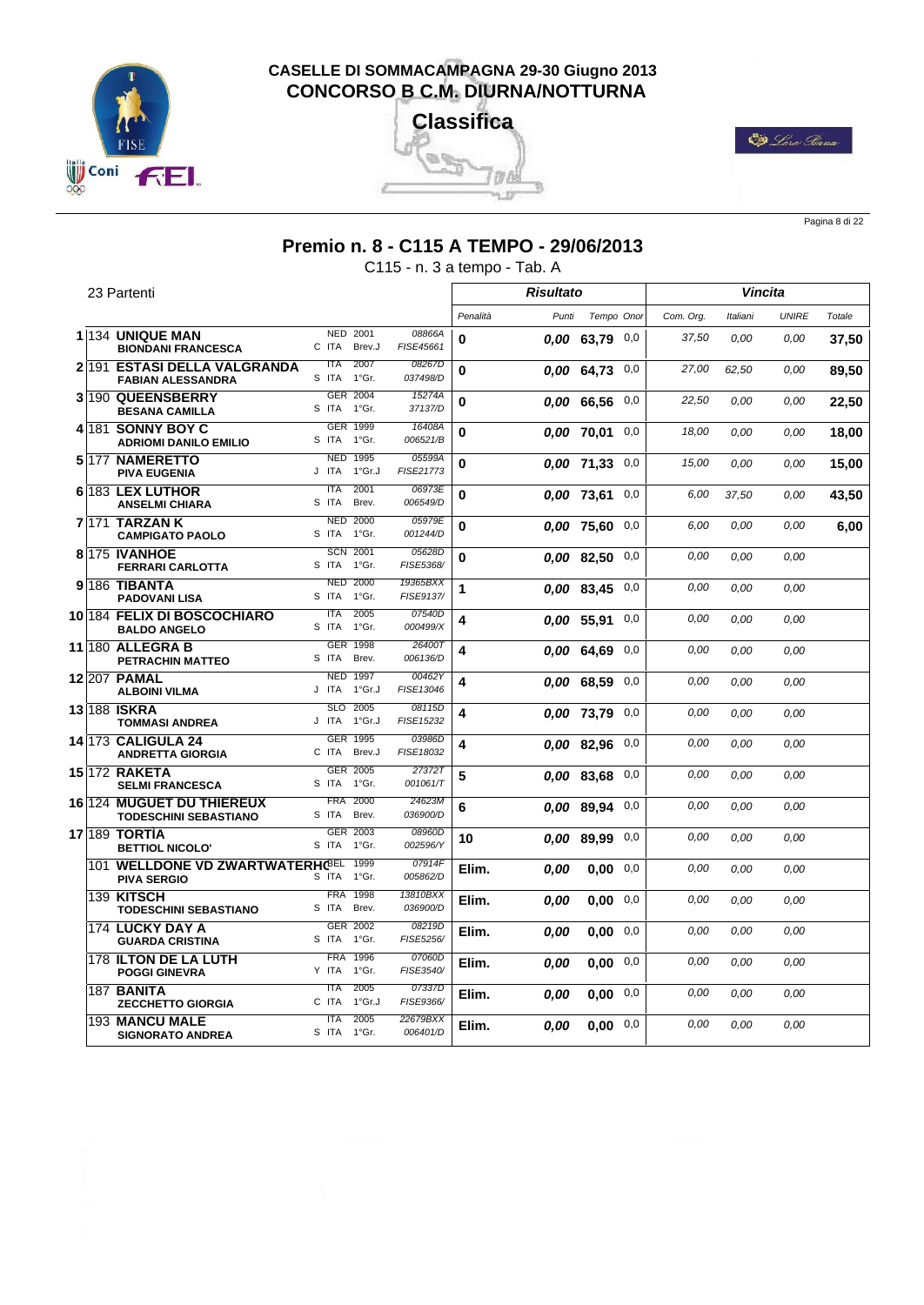# CASELLE DI SOMMACAMPAGNA 29-30 Giugno 2013
## CONCORSO B C.M. DIURNA/NOTTURNA

**Classifica**

## Premio n. 8 - C115 A TEMPO - 29/06/2013

C115 - n. 3 a tempo - Tab. A

23 Partenti

| Pos. | N. | Cavallo / Cavaliere | | | | Risultato | | | | Vincita | | | |
|---|---|---|---|---|---|---|---|---|---|---|---|---|---|
| | | | | | | Penalità | Punti | Tempo | Onor | Com. Org. | Italiani | UNIRE | Totale |
| 1 | 134 | **UNIQUE MAN** / **BIONDANI FRANCESCA** | NED 2001 / C ITA | Brev.J | 08866A / FISE45661 | 0 | 0,00 | 63,79 | 0,0 | 37,50 | 0,00 | 0,00 | 37,50 |
| 2 | 191 | **ESTASI DELLA VALGRANDA** / **FABIAN ALESSANDRA** | ITA 2007 / S ITA | 1°Gr. | 08267D / 037498/D | 0 | 0,00 | 64,73 | 0,0 | 27,00 | 62,50 | 0,00 | 89,50 |
| 3 | 190 | **QUEENSBERRY** / **BESANA CAMILLA** | GER 2004 / S ITA | 1°Gr. | 15274A / 37137/D | 0 | 0,00 | 66,56 | 0,0 | 22,50 | 0,00 | 0,00 | 22,50 |
| 4 | 181 | **SONNY BOY C** / **ADRIOMI DANILO EMILIO** | GER 1999 / S ITA | 1°Gr. | 16408A / 006521/B | 0 | 0,00 | 70,01 | 0,0 | 18,00 | 0,00 | 0,00 | 18,00 |
| 5 | 177 | **NAMERETTO** / **PIVA EUGENIA** | NED 1995 / J ITA | 1°Gr.J | 05599A / FISE21773 | 0 | 0,00 | 71,33 | 0,0 | 15,00 | 0,00 | 0,00 | 15,00 |
| 6 | 183 | **LEX LUTHOR** / **ANSELMI CHIARA** | ITA 2001 / S ITA | Brev. | 06973E / 006549/D | 0 | 0,00 | 73,61 | 0,0 | 6,00 | 37,50 | 0,00 | 43,50 |
| 7 | 171 | **TARZAN K** / **CAMPIGATO PAOLO** | NED 2000 / S ITA | 1°Gr. | 05979E / 001244/D | 0 | 0,00 | 75,60 | 0,0 | 6,00 | 0,00 | 0,00 | 6,00 |
| 8 | 175 | **IVANHOE** / **FERRARI CARLOTTA** | SCN 2001 / S ITA | 1°Gr. | 05628D / FISE5368/ | 0 | 0,00 | 82,50 | 0,0 | 0,00 | 0,00 | 0,00 | |
| 9 | 186 | **TIBANTA** / **PADOVANI LISA** | NED 2000 / S ITA | 1°Gr. | 19365BXX / FISE9137/ | 1 | 0,00 | 83,45 | 0,0 | 0,00 | 0,00 | 0,00 | |
| 10 | 184 | **FELIX DI BOSCOCHIARO** / **BALDO ANGELO** | ITA 2005 / S ITA | 1°Gr. | 07540D / 000499/X | 4 | 0,00 | 55,91 | 0,0 | 0,00 | 0,00 | 0,00 | |
| 11 | 180 | **ALLEGRA B** / **PETRACHIN MATTEO** | GER 1998 / S ITA | Brev. | 26400T / 006136/D | 4 | 0,00 | 64,69 | 0,0 | 0,00 | 0,00 | 0,00 | |
| 12 | 207 | **PAMAL** / **ALBOINI VILMA** | NED 1997 / J ITA | 1°Gr.J | 00462Y / FISE13046 | 4 | 0,00 | 68,59 | 0,0 | 0,00 | 0,00 | 0,00 | |
| 13 | 188 | **ISKRA** / **TOMMASI ANDREA** | SLO 2005 / J ITA | 1°Gr.J | 08115D / FISE15232 | 4 | 0,00 | 73,79 | 0,0 | 0,00 | 0,00 | 0,00 | |
| 14 | 173 | **CALIGULA 24** / **ANDRETTA GIORGIA** | GER 1995 / C ITA | Brev.J | 03986D / FISE18032 | 4 | 0,00 | 82,96 | 0,0 | 0,00 | 0,00 | 0,00 | |
| 15 | 172 | **RAKETA** / **SELMI FRANCESCA** | GER 2005 / S ITA | 1°Gr. | 27372T / 001061/T | 5 | 0,00 | 83,68 | 0,0 | 0,00 | 0,00 | 0,00 | |
| 16 | 124 | **MUGUET DU THIEREUX** / **TODESCHINI SEBASTIANO** | FRA 2000 / S ITA | Brev. | 24623M / 036900/D | 6 | 0,00 | 89,94 | 0,0 | 0,00 | 0,00 | 0,00 | |
| 17 | 189 | **TORTIA** / **BETTIOL NICOLO'** | GER 2003 / S ITA | 1°Gr. | 08960D / 002596/Y | 10 | 0,00 | 89,99 | 0,0 | 0,00 | 0,00 | 0,00 | |
| | 101 | **WELLDONE VD ZWARTWATERHO** / **PIVA SERGIO** | BEL 1999 / S ITA | 1°Gr. | 07914F / 005862/D | Elim. | 0,00 | 0,00 | 0,0 | 0,00 | 0,00 | 0,00 | |
| | 139 | **KITSCH** / **TODESCHINI SEBASTIANO** | FRA 1998 / S ITA | Brev. | 13810BXX / 036900/D | Elim. | 0,00 | 0,00 | 0,0 | 0,00 | 0,00 | 0,00 | |
| | 174 | **LUCKY DAY A** / **GUARDA CRISTINA** | GER 2002 / S ITA | 1°Gr. | 08219D / FISE5256/ | Elim. | 0,00 | 0,00 | 0,0 | 0,00 | 0,00 | 0,00 | |
| | 178 | **ILTON DE LA LUTH** / **POGGI GINEVRA** | FRA 1996 / Y ITA | 1°Gr. | 07060D / FISE3540/ | Elim. | 0,00 | 0,00 | 0,0 | 0,00 | 0,00 | 0,00 | |
| | 187 | **BANITA** / **ZECCHETTO GIORGIA** | ITA 2005 / C ITA | 1°Gr.J | 07337D / FISE9366/ | Elim. | 0,00 | 0,00 | 0,0 | 0,00 | 0,00 | 0,00 | |
| | 193 | **MANCU MALE** / **SIGNORATO ANDREA** | ITA 2005 / S ITA | 1°Gr. | 22679BXX / 006401/D | Elim. | 0,00 | 0,00 | 0,0 | 0,00 | 0,00 | 0,00 | |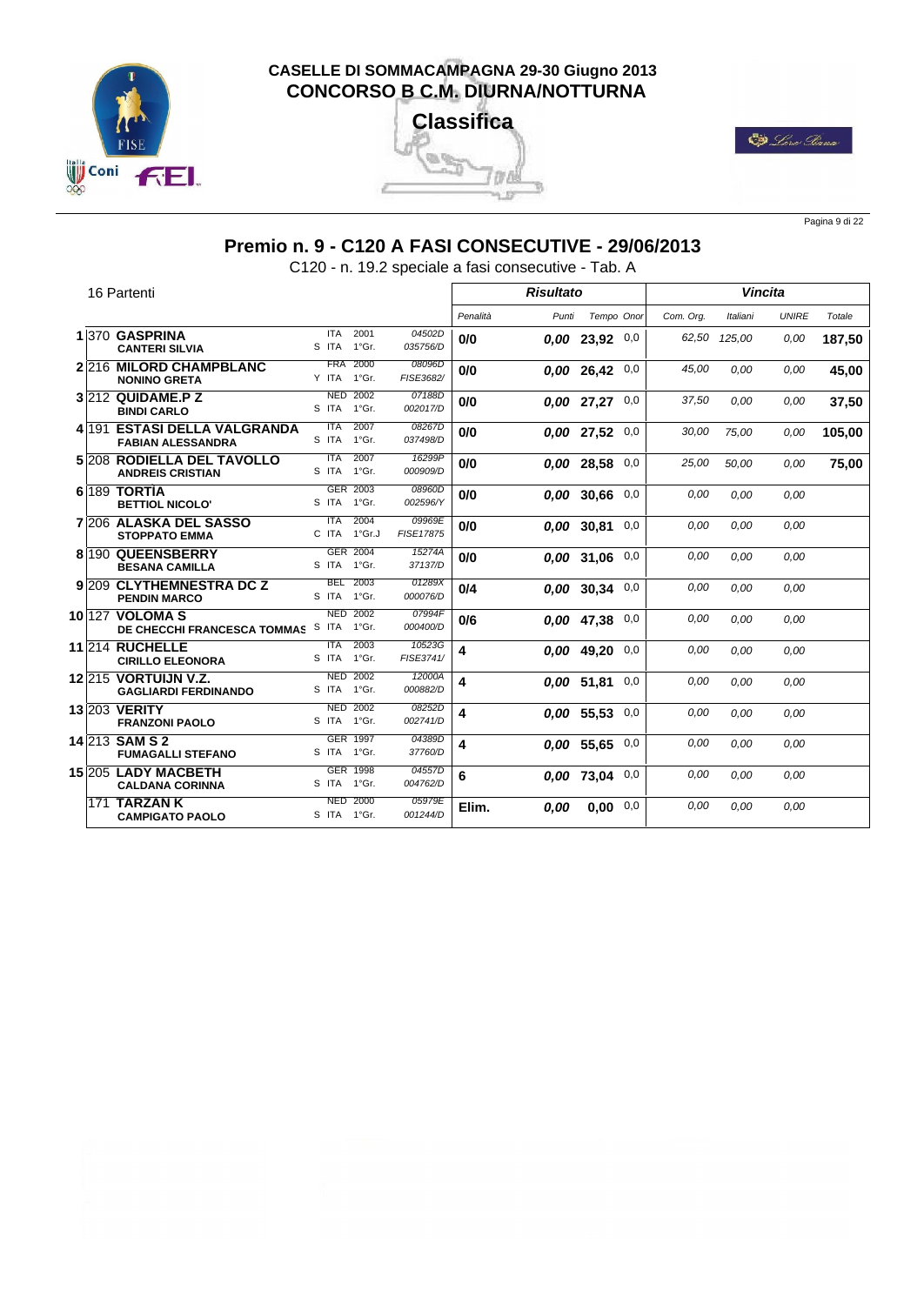# CASELLE DI SOMMACAMPAGNA 29-30 Giugno 2013
## CONCORSO B C.M. DIURNA/NOTTURNA

**Classifica**

## Premio n. 9 - C120 A FASI CONSECUTIVE - 29/06/2013

C120 - n. 19.2 speciale a fasi consecutive - Tab. A

16 Partenti

| | | | | | Risultato | | | | Vincita | | | |
|---|---|---|---|---|---|---|---|---|---|---|---|---|
| | | | | Penalità | Punti | Tempo | Onor | Com. Org. | Italiani | UNIRE | Totale |
| 1 | 370 | **GASPRINA** / **CANTERI SILVIA** | ITA 2001 / S ITA 1°Gr. | 04502D / 035756/D | **0/0** | **0,00** | **23,92** | 0,0 | 62,50 | 125,00 | 0,00 | **187,50** |
| 2 | 216 | **MILORD CHAMPBLANC** / **NONINO GRETA** | FRA 2000 / Y ITA 1°Gr. | 08096D / FISE3682/ | **0/0** | **0,00** | **26,42** | 0,0 | 45,00 | 0,00 | 0,00 | **45,00** |
| 3 | 212 | **QUIDAME.P Z** / **BINDI CARLO** | NED 2002 / S ITA 1°Gr. | 07188D / 002017/D | **0/0** | **0,00** | **27,27** | 0,0 | 37,50 | 0,00 | 0,00 | **37,50** |
| 4 | 191 | **ESTASI DELLA VALGRANDA** / **FABIAN ALESSANDRA** | ITA 2007 / S ITA 1°Gr. | 08267D / 037498/D | **0/0** | **0,00** | **27,52** | 0,0 | 30,00 | 75,00 | 0,00 | **105,00** |
| 5 | 208 | **RODIELLA DEL TAVOLLO** / **ANDREIS CRISTIAN** | ITA 2007 / S ITA 1°Gr. | 16299P / 000909/D | **0/0** | **0,00** | **28,58** | 0,0 | 25,00 | 50,00 | 0,00 | **75,00** |
| 6 | 189 | **TORTIA** / **BETTIOL NICOLO'** | GER 2003 / S ITA 1°Gr. | 08960D / 002596/Y | **0/0** | **0,00** | **30,66** | 0,0 | 0,00 | 0,00 | 0,00 | |
| 7 | 206 | **ALASKA DEL SASSO** / **STOPPATO EMMA** | ITA 2004 / C ITA 1°Gr.J | 09969E / FISE17875 | **0/0** | **0,00** | **30,81** | 0,0 | 0,00 | 0,00 | 0,00 | |
| 8 | 190 | **QUEENSBERRY** / **BESANA CAMILLA** | GER 2004 / S ITA 1°Gr. | 15274A / 37137/D | **0/0** | **0,00** | **31,06** | 0,0 | 0,00 | 0,00 | 0,00 | |
| 9 | 209 | **CLYTHEMNESTRA DC Z** / **PENDIN MARCO** | BEL 2003 / S ITA 1°Gr. | 01289X / 000076/D | **0/4** | **0,00** | **30,34** | 0,0 | 0,00 | 0,00 | 0,00 | |
| 10 | 127 | **VOLOMA S** / **DE CHECCHI FRANCESCA TOMMAS** | NED 2002 / S ITA 1°Gr. | 07994F / 000400/D | **0/6** | **0,00** | **47,38** | 0,0 | 0,00 | 0,00 | 0,00 | |
| 11 | 214 | **RUCHELLE** / **CIRILLO ELEONORA** | ITA 2003 / S ITA 1°Gr. | 10523G / FISE3741/ | **4** | **0,00** | **49,20** | 0,0 | 0,00 | 0,00 | 0,00 | |
| 12 | 215 | **VORTUIJN V.Z.** / **GAGLIARDI FERDINANDO** | NED 2002 / S ITA 1°Gr. | 12000A / 000882/D | **4** | **0,00** | **51,81** | 0,0 | 0,00 | 0,00 | 0,00 | |
| 13 | 203 | **VERITY** / **FRANZONI PAOLO** | NED 2002 / S ITA 1°Gr. | 08252D / 002741/D | **4** | **0,00** | **55,53** | 0,0 | 0,00 | 0,00 | 0,00 | |
| 14 | 213 | **SAM S 2** / **FUMAGALLI STEFANO** | GER 1997 / S ITA 1°Gr. | 04389D / 37760/D | **4** | **0,00** | **55,65** | 0,0 | 0,00 | 0,00 | 0,00 | |
| 15 | 205 | **LADY MACBETH** / **CALDANA CORINNA** | GER 1998 / S ITA 1°Gr. | 04557D / 004762/D | **6** | **0,00** | **73,04** | 0,0 | 0,00 | 0,00 | 0,00 | |
| | 171 | **TARZAN K** / **CAMPIGATO PAOLO** | NED 2000 / S ITA 1°Gr. | 05979E / 001244/D | **Elim.** | **0,00** | **0,00** | 0,0 | 0,00 | 0,00 | 0,00 | |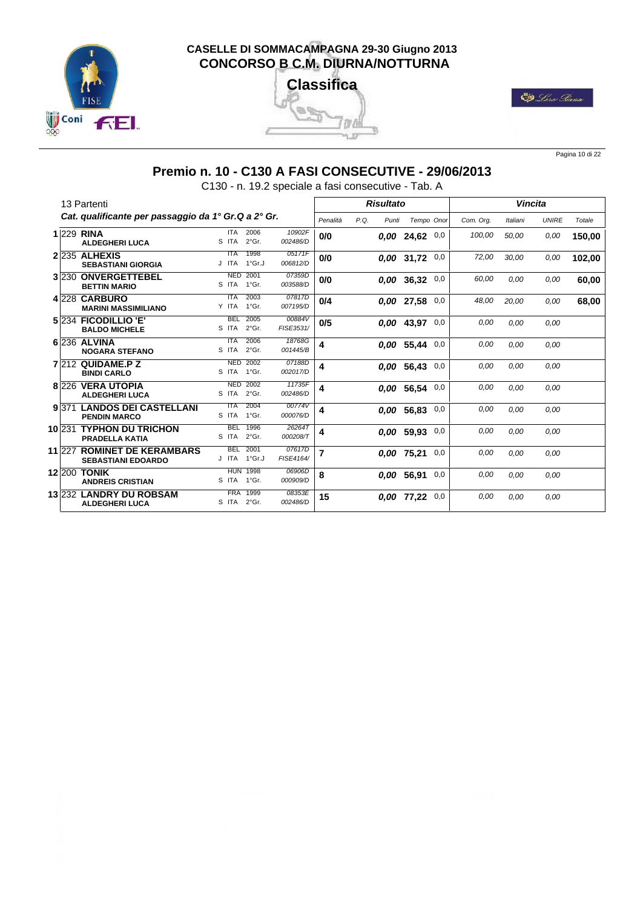CASELLE DI SOMMACAMPAGNA 29-30 Giugno 2013

CONCORSO B C.M. DIURNA/NOTTURNA

**Classifica**

## Premio n. 10 - C130 A FASI CONSECUTIVE - 29/06/2013

C130 - n. 19.2 speciale a fasi consecutive - Tab. A

| 13 Partenti | | | | | Risultato | | | | | Vincita | | | |
|---|---|---|---|---|---|---|---|---|---|---|---|---|---|
| Cat. qualificante per passaggio da 1° Gr.Q a 2° Gr. | | | | Penalità | P.Q. | Punti | Tempo | Onor | Com. Org. | Italiani | UNIRE | Totale |
| 1 | 229 **RINA** / **ALDEGHERI LUCA** | ITA 2006 / S ITA 2°Gr. | 10902F / 002486/D | **0/0** | | 0,00 | **24,62** | 0,0 | 100,00 | 50,00 | 0,00 | **150,00** |
| 2 | 235 **ALHEXIS** / **SEBASTIANI GIORGIA** | ITA 1998 / J ITA 1°Gr.J | 05171F / 006812/D | **0/0** | | 0,00 | **31,72** | 0,0 | 72,00 | 30,00 | 0,00 | **102,00** |
| 3 | 230 **ONVERGETTEBEL** / **BETTIN MARIO** | NED 2001 / S ITA 1°Gr. | 07359D / 003588/D | **0/0** | | 0,00 | **36,32** | 0,0 | 60,00 | 0,00 | 0,00 | **60,00** |
| 4 | 228 **CARBURO** / **MARINI MASSIMILIANO** | ITA 2003 / Y ITA 1°Gr. | 07817D / 007195/D | **0/4** | | 0,00 | **27,58** | 0,0 | 48,00 | 20,00 | 0,00 | **68,00** |
| 5 | 234 **FICODILLIO 'E'** / **BALDO MICHELE** | BEL 2005 / S ITA 2°Gr. | 00884V / FISE3531/ | **0/5** | | 0,00 | **43,97** | 0,0 | 0,00 | 0,00 | 0,00 | |
| 6 | 236 **ALVINA** / **NOGARA STEFANO** | ITA 2006 / S ITA 2°Gr. | 18768G / 001445/B | **4** | | 0,00 | **55,44** | 0,0 | 0,00 | 0,00 | 0,00 | |
| 7 | 212 **QUIDAME.P Z** / **BINDI CARLO** | NED 2002 / S ITA 1°Gr. | 07188D / 002017/D | **4** | | 0,00 | **56,43** | 0,0 | 0,00 | 0,00 | 0,00 | |
| 8 | 226 **VERA UTOPIA** / **ALDEGHERI LUCA** | NED 2002 / S ITA 2°Gr. | 11735F / 002486/D | **4** | | 0,00 | **56,54** | 0,0 | 0,00 | 0,00 | 0,00 | |
| 9 | 371 **LANDOS DEI CASTELLANI** / **PENDIN MARCO** | ITA 2004 / S ITA 1°Gr. | 00774V / 000076/D | **4** | | 0,00 | **56,83** | 0,0 | 0,00 | 0,00 | 0,00 | |
| 10 | 231 **TYPHON DU TRICHON** / **PRADELLA KATIA** | BEL 1996 / S ITA 2°Gr. | 26264T / 000208/T | **4** | | 0,00 | **59,93** | 0,0 | 0,00 | 0,00 | 0,00 | |
| 11 | 227 **ROMINET DE KERAMBARS** / **SEBASTIANI EDOARDO** | BEL 2001 / J ITA 1°Gr.J | 07617D / FISE4164/ | **7** | | 0,00 | **75,21** | 0,0 | 0,00 | 0,00 | 0,00 | |
| 12 | 200 **TONIK** / **ANDREIS CRISTIAN** | HUN 1998 / S ITA 1°Gr. | 06906D / 000909/D | **8** | | 0,00 | **56,91** | 0,0 | 0,00 | 0,00 | 0,00 | |
| 13 | 232 **LANDRY DU ROBSAM** / **ALDEGHERI LUCA** | FRA 1999 / S ITA 2°Gr. | 08353E / 002486/D | **15** | | 0,00 | **77,22** | 0,0 | 0,00 | 0,00 | 0,00 | |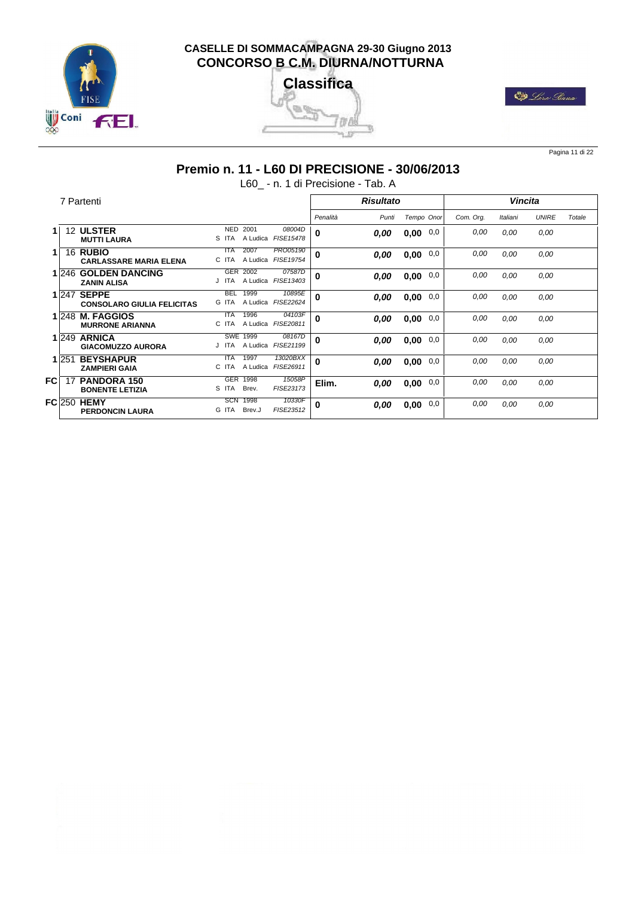# CASELLE DI SOMMACAMPAGNA 29-30 Giugno 2013
# CONCORSO B C.M. DIURNA/NOTTURNA

## Classifica

## Premio n. 11 - L60 DI PRECISIONE - 30/06/2013

L60_ - n. 1 di Precisione - Tab. A

7 Partenti

| Pos. | N. | Cavallo / Cavaliere | | | | Risultato | | | | Vincita | | | |
|---|---|---|---|---|---|---|---|---|---|---|---|---|---|
| | | | | | | Penalità | Punti | Tempo | Onor | Com. Org. | Italiani | UNIRE | Totale |
| 1 | 12 | **ULSTER** / **MUTTI LAURA** | NED 2001 / S ITA | A Ludica | 08004D / FISE15478 | 0 | 0,00 | 0,00 | 0,0 | 0,00 | 0,00 | 0,00 | |
| 1 | 16 | **RUBIO** / **CARLASSARE MARIA ELENA** | ITA 2007 / C ITA | A Ludica | PRO05190 / FISE19754 | 0 | 0,00 | 0,00 | 0,0 | 0,00 | 0,00 | 0,00 | |
| 1 | 246 | **GOLDEN DANCING** / **ZANIN ALISA** | GER 2002 / J ITA | A Ludica | 07587D / FISE13403 | 0 | 0,00 | 0,00 | 0,0 | 0,00 | 0,00 | 0,00 | |
| 1 | 247 | **SEPPE** / **CONSOLARO GIULIA FELICITAS** | BEL 1999 / G ITA | A Ludica | 10895E / FISE22624 | 0 | 0,00 | 0,00 | 0,0 | 0,00 | 0,00 | 0,00 | |
| 1 | 248 | **M. FAGGIOS** / **MURRONE ARIANNA** | ITA 1996 / C ITA | A Ludica | 04103F / FISE20811 | 0 | 0,00 | 0,00 | 0,0 | 0,00 | 0,00 | 0,00 | |
| 1 | 249 | **ARNICA** / **GIACOMUZZO AURORA** | SWE 1999 / J ITA | A Ludica | 08167D / FISE21199 | 0 | 0,00 | 0,00 | 0,0 | 0,00 | 0,00 | 0,00 | |
| 1 | 251 | **BEYSHAPUR** / **ZAMPIERI GAIA** | ITA 1997 / C ITA | A Ludica | 13020BXX / FISE26911 | 0 | 0,00 | 0,00 | 0,0 | 0,00 | 0,00 | 0,00 | |
| FC | 17 | **PANDORA 150** / **BONENTE LETIZIA** | GER 1998 / S ITA | Brev. | 15058P / FISE23173 | Elim. | 0,00 | 0,00 | 0,0 | 0,00 | 0,00 | 0,00 | |
| FC | 250 | **HEMY** / **PERDONCIN LAURA** | SCN 1998 / G ITA | Brev.J | 10330F / FISE23512 | 0 | 0,00 | 0,00 | 0,0 | 0,00 | 0,00 | 0,00 | |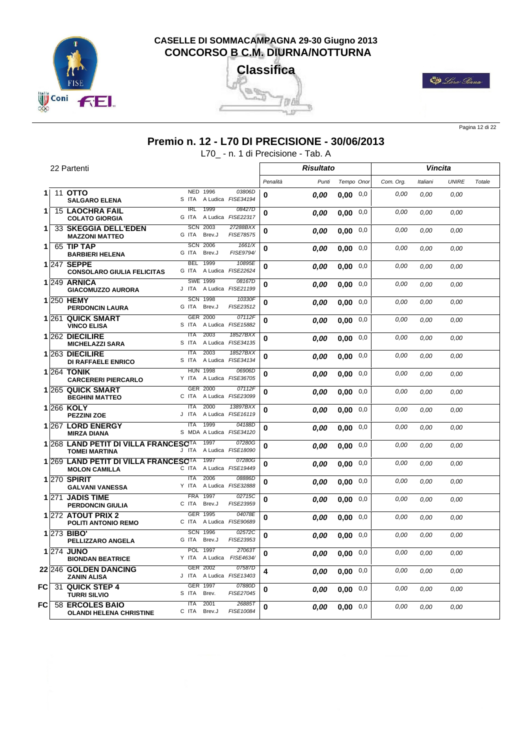# CASELLE DI SOMMACAMPAGNA 29-30 Giugno 2013
## CONCORSO B C.M. DIURNA/NOTTURNA

### Classifica

## Premio n. 12 - L70 DI PRECISIONE - 30/06/2013

L70_ - n. 1 di Precisione - Tab. A

22 Partenti

| | | | | Risultato | | | | Vincita | | | |
|---|---|---|---|---|---|---|---|---|---|---|---|
| | | | Penalità | Punti | Tempo | Onor | Com. Org. | Italiani | UNIRE | Totale |
| 1 | 11 **OTTO** / **SALGARO ELENA** | NED 1996 03806D / S ITA A Ludica FISE34194 | 0 | 0,00 | 0,00 | 0,0 | 0,00 | 0,00 | 0,00 | |
| 1 | 15 **LAOCHRA FAIL** / **COLATO GIORGIA** | IRL 1999 08427D / G ITA A Ludica FISE22317 | 0 | 0,00 | 0,00 | 0,0 | 0,00 | 0,00 | 0,00 | |
| 1 | 33 **SKEGGIA DELL'EDEN** / **MAZZONI MATTEO** | SCN 2003 27288BXX / G ITA Brev.J FISE78575 | 0 | 0,00 | 0,00 | 0,0 | 0,00 | 0,00 | 0,00 | |
| 1 | 65 **TIP TAP** / **BARBIERI HELENA** | SCN 2006 1661/X / G ITA Brev.J FISE9794/ | 0 | 0,00 | 0,00 | 0,0 | 0,00 | 0,00 | 0,00 | |
| 1 | 247 **SEPPE** / **CONSOLARO GIULIA FELICITAS** | BEL 1999 10895E / G ITA A Ludica FISE22624 | 0 | 0,00 | 0,00 | 0,0 | 0,00 | 0,00 | 0,00 | |
| 1 | 249 **ARNICA** / **GIACOMUZZO AURORA** | SWE 1999 08167D / J ITA A Ludica FISE21199 | 0 | 0,00 | 0,00 | 0,0 | 0,00 | 0,00 | 0,00 | |
| 1 | 250 **HEMY** / **PERDONCIN LAURA** | SCN 1998 10330F / G ITA Brev.J FISE23512 | 0 | 0,00 | 0,00 | 0,0 | 0,00 | 0,00 | 0,00 | |
| 1 | 261 **QUICK SMART** / **VINCO ELISA** | GER 2000 07112F / S ITA A Ludica FISE15882 | 0 | 0,00 | 0,00 | 0,0 | 0,00 | 0,00 | 0,00 | |
| 1 | 262 **DIECILIRE** / **MICHELAZZI SARA** | ITA 2003 18527BXX / S ITA A Ludica FISE34135 | 0 | 0,00 | 0,00 | 0,0 | 0,00 | 0,00 | 0,00 | |
| 1 | 263 **DIECILIRE** / **DI RAFFAELE ENRICO** | ITA 2003 18527BXX / S ITA A Ludica FISE34134 | 0 | 0,00 | 0,00 | 0,0 | 0,00 | 0,00 | 0,00 | |
| 1 | 264 **TONIK** / **CARCERERI PIERCARLO** | HUN 1998 06906D / Y ITA A Ludica FISE36705 | 0 | 0,00 | 0,00 | 0,0 | 0,00 | 0,00 | 0,00 | |
| 1 | 265 **QUICK SMART** / **BEGHINI MATTEO** | GER 2000 07112F / C ITA A Ludica FISE23099 | 0 | 0,00 | 0,00 | 0,0 | 0,00 | 0,00 | 0,00 | |
| 1 | 266 **KOLY** / **PEZZINI ZOE** | ITA 2000 13897BXX / J ITA A Ludica FISE16119 | 0 | 0,00 | 0,00 | 0,0 | 0,00 | 0,00 | 0,00 | |
| 1 | 267 **LORD ENERGY** / **MIRZA DIANA** | ITA 1999 04188D / S MDA A Ludica FISE34120 | 0 | 0,00 | 0,00 | 0,0 | 0,00 | 0,00 | 0,00 | |
| 1 | 268 **LAND PETIT DI VILLA FRANCESCO** / **TOMEI MARTINA** | ITA 1997 07280G / J ITA A Ludica FISE18090 | 0 | 0,00 | 0,00 | 0,0 | 0,00 | 0,00 | 0,00 | |
| 1 | 269 **LAND PETIT DI VILLA FRANCESCO** / **MOLON CAMILLA** | ITA 1997 07280G / C ITA A Ludica FISE19449 | 0 | 0,00 | 0,00 | 0,0 | 0,00 | 0,00 | 0,00 | |
| 1 | 270 **SPIRIT** / **GALVANI VANESSA** | ITA 2006 08886D / Y ITA A Ludica FISE32888 | 0 | 0,00 | 0,00 | 0,0 | 0,00 | 0,00 | 0,00 | |
| 1 | 271 **JADIS TIME** / **PERDONCIN GIULIA** | FRA 1997 02715C / C ITA Brev.J FISE23959 | 0 | 0,00 | 0,00 | 0,0 | 0,00 | 0,00 | 0,00 | |
| 1 | 272 **ATOUT PRIX 2** / **POLITI ANTONIO REMO** | GER 1995 04078E / C ITA A Ludica FISE90689 | 0 | 0,00 | 0,00 | 0,0 | 0,00 | 0,00 | 0,00 | |
| 1 | 273 **BIBO'** / **PELLIZZARO ANGELA** | SCN 1996 02572C / G ITA Brev.J FISE23953 | 0 | 0,00 | 0,00 | 0,0 | 0,00 | 0,00 | 0,00 | |
| 1 | 274 **JUNO** / **BIONDAN BEATRICE** | POL 1997 27063T / Y ITA A Ludica FISE4634/ | 0 | 0,00 | 0,00 | 0,0 | 0,00 | 0,00 | 0,00 | |
| 22 | 246 **GOLDEN DANCING** / **ZANIN ALISA** | GER 2002 07587D / J ITA A Ludica FISE13403 | 4 | 0,00 | 0,00 | 0,0 | 0,00 | 0,00 | 0,00 | |
| FC | 31 **QUICK STEP 4** / **TURRI SILVIO** | GER 1997 07880D / S ITA Brev. FISE27045 | 0 | 0,00 | 0,00 | 0,0 | 0,00 | 0,00 | 0,00 | |
| FC | 58 **ERCOLES BAIO** / **OLANDI HELENA CHRISTINE** | ITA 2001 26885T / C ITA Brev.J FISE10084 | 0 | 0,00 | 0,00 | 0,0 | 0,00 | 0,00 | 0,00 | |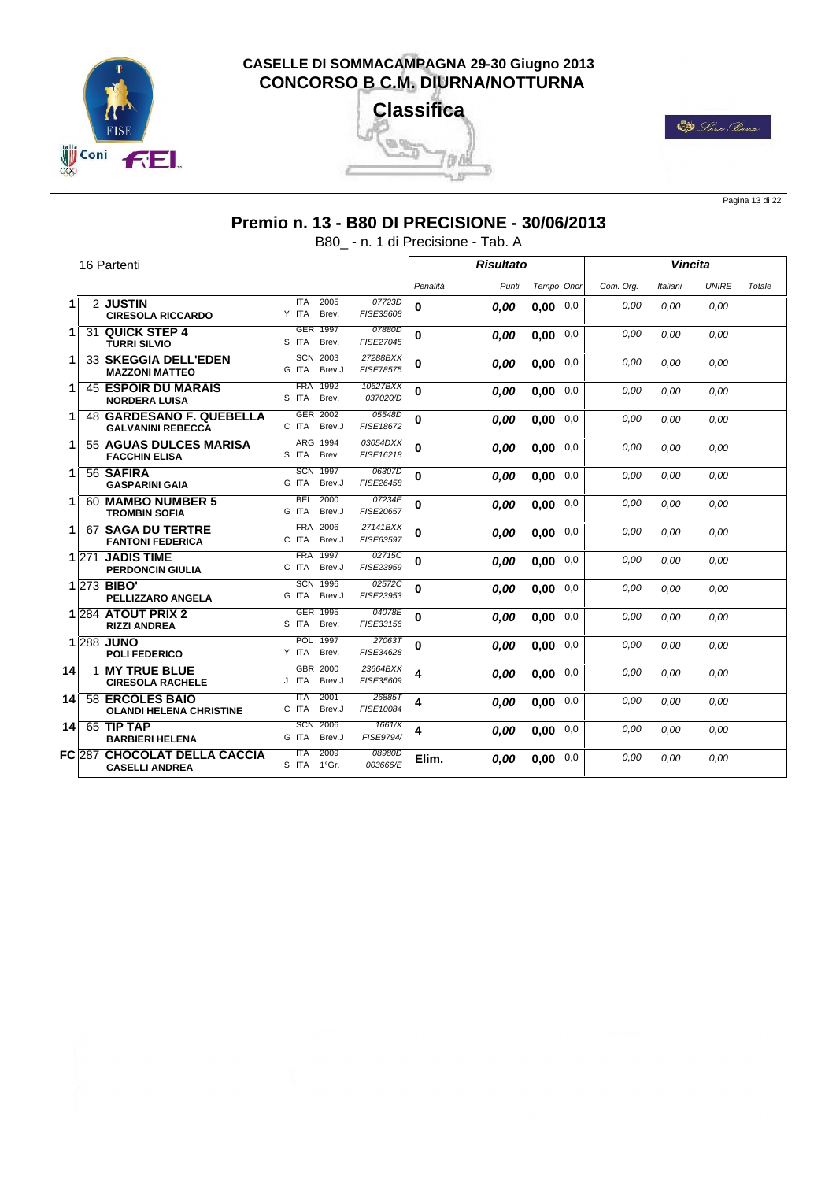# CASELLE DI SOMMACAMPAGNA 29-30 Giugno 2013
## CONCORSO B C.M. DIURNA/NOTTURNA
### Classifica

## Premio n. 13 - B80 DI PRECISIONE - 30/06/2013

B80_ - n. 1 di Precisione - Tab. A

16 Partenti

| | | | | | Risultato | | | | Vincita | | | |
|---|---|---|---|---|---|---|---|---|---|---|---|---|
| | | | | | Penalità | Punti | Tempo | Onor | Com. Org. | Italiani | UNIRE | Totale |
| 1 | 2 | **JUSTIN** / **CIRESOLA RICCARDO** | ITA 2005 / Y ITA Brev. | 07723D / FISE35608 | **0** | **0,00** | **0,00** | 0,0 | 0,00 | 0,00 | 0,00 | |
| 1 | 31 | **QUICK STEP 4** / **TURRI SILVIO** | GER 1997 / S ITA Brev. | 07880D / FISE27045 | **0** | **0,00** | **0,00** | 0,0 | 0,00 | 0,00 | 0,00 | |
| 1 | 33 | **SKEGGIA DELL'EDEN** / **MAZZONI MATTEO** | SCN 2003 / G ITA Brev.J | 27288BXX / FISE78575 | **0** | **0,00** | **0,00** | 0,0 | 0,00 | 0,00 | 0,00 | |
| 1 | 45 | **ESPOIR DU MARAIS** / **NORDERA LUISA** | FRA 1992 / S ITA Brev. | 10627BXX / 037020/D | **0** | **0,00** | **0,00** | 0,0 | 0,00 | 0,00 | 0,00 | |
| 1 | 48 | **GARDESANO F. QUEBELLA** / **GALVANINI REBECCA** | GER 2002 / C ITA Brev.J | 05548D / FISE18672 | **0** | **0,00** | **0,00** | 0,0 | 0,00 | 0,00 | 0,00 | |
| 1 | 55 | **AGUAS DULCES MARISA** / **FACCHIN ELISA** | ARG 1994 / S ITA Brev. | 03054DXX / FISE16218 | **0** | **0,00** | **0,00** | 0,0 | 0,00 | 0,00 | 0,00 | |
| 1 | 56 | **SAFIRA** / **GASPARINI GAIA** | SCN 1997 / G ITA Brev.J | 06307D / FISE26458 | **0** | **0,00** | **0,00** | 0,0 | 0,00 | 0,00 | 0,00 | |
| 1 | 60 | **MAMBO NUMBER 5** / **TROMBIN SOFIA** | BEL 2000 / G ITA Brev.J | 07234E / FISE20657 | **0** | **0,00** | **0,00** | 0,0 | 0,00 | 0,00 | 0,00 | |
| 1 | 67 | **SAGA DU TERTRE** / **FANTONI FEDERICA** | FRA 2006 / C ITA Brev.J | 27141BXX / FISE63597 | **0** | **0,00** | **0,00** | 0,0 | 0,00 | 0,00 | 0,00 | |
| 1 | 271 | **JADIS TIME** / **PERDONCIN GIULIA** | FRA 1997 / C ITA Brev.J | 02715C / FISE23959 | **0** | **0,00** | **0,00** | 0,0 | 0,00 | 0,00 | 0,00 | |
| 1 | 273 | **BIBO'** / **PELLIZZARO ANGELA** | SCN 1996 / G ITA Brev.J | 02572C / FISE23953 | **0** | **0,00** | **0,00** | 0,0 | 0,00 | 0,00 | 0,00 | |
| 1 | 284 | **ATOUT PRIX 2** / **RIZZI ANDREA** | GER 1995 / S ITA Brev. | 04078E / FISE33156 | **0** | **0,00** | **0,00** | 0,0 | 0,00 | 0,00 | 0,00 | |
| 1 | 288 | **JUNO** / **POLI FEDERICO** | POL 1997 / Y ITA Brev. | 27063T / FISE34628 | **0** | **0,00** | **0,00** | 0,0 | 0,00 | 0,00 | 0,00 | |
| 14 | 1 | **MY TRUE BLUE** / **CIRESOLA RACHELE** | GBR 2000 / J ITA Brev.J | 23664BXX / FISE35609 | **4** | **0,00** | **0,00** | 0,0 | 0,00 | 0,00 | 0,00 | |
| 14 | 58 | **ERCOLES BAIO** / **OLANDI HELENA CHRISTINE** | ITA 2001 / C ITA Brev.J | 26885T / FISE10084 | **4** | **0,00** | **0,00** | 0,0 | 0,00 | 0,00 | 0,00 | |
| 14 | 65 | **TIP TAP** / **BARBIERI HELENA** | SCN 2006 / G ITA Brev.J | 1661/X / FISE9794/ | **4** | **0,00** | **0,00** | 0,0 | 0,00 | 0,00 | 0,00 | |
| FC | 287 | **CHOCOLAT DELLA CACCIA** / **CASELLI ANDREA** | ITA 2009 / S ITA 1°Gr. | 08980D / 003666/E | **Elim.** | **0,00** | **0,00** | 0,0 | 0,00 | 0,00 | 0,00 | |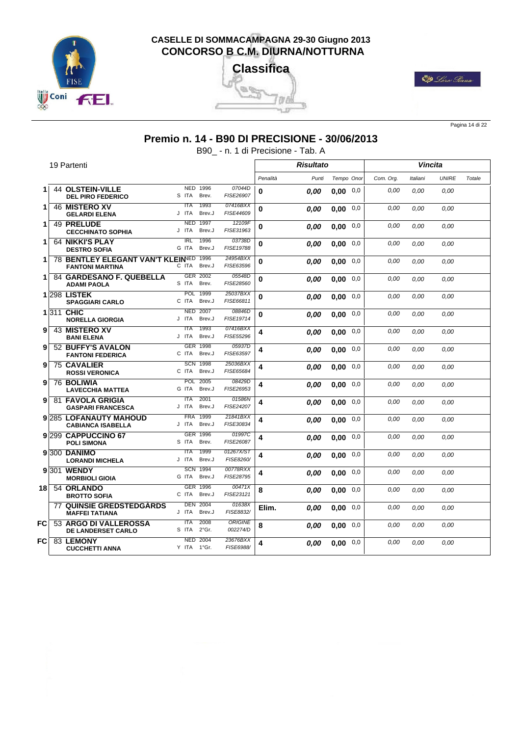# CASELLE DI SOMMACAMPAGNA 29-30 Giugno 2013
# CONCORSO B C.M. DIURNA/NOTTURNA

## Classifica

## Premio n. 14 - B90 DI PRECISIONE - 30/06/2013

B90_ - n. 1 di Precisione - Tab. A

19 Partenti

| Pos. | N. | Cavallo / Cavaliere | Naz. / Anno | Documenti | Penalità | Punti | Tempo | Onor | Com. Org. | Italiani | UNIRE | Totale |
|---|---|---|---|---|---|---|---|---|---|---|---|---|
| | | | | | **Risultato** | | | | **Vincita** | | | |
| 1 | 44 | **OLSTEIN-VILLE** / **DEL PIRO FEDERICO** | NED 1996 / S ITA Brev. | 07044D / FISE26907 | 0 | 0,00 | 0,00 | 0,0 | 0,00 | 0,00 | 0,00 | |
| 1 | 46 | **MISTERO XV** / **GELARDI ELENA** | ITA 1993 / J ITA Brev.J | 07416BXX / FISE44609 | 0 | 0,00 | 0,00 | 0,0 | 0,00 | 0,00 | 0,00 | |
| 1 | 49 | **PRELUDE** / **CECCHINATO SOPHIA** | NED 1997 / J ITA Brev.J | 12109F / FISE31963 | 0 | 0,00 | 0,00 | 0,0 | 0,00 | 0,00 | 0,00 | |
| 1 | 64 | **NIKKI'S PLAY** / **DESTRO SOFIA** | IRL 1996 / G ITA Brev.J | 03738D / FISE19788 | 0 | 0,00 | 0,00 | 0,0 | 0,00 | 0,00 | 0,00 | |
| 1 | 78 | **BENTLEY ELEGANT VAN'T KLEIN** / **FANTONI MARTINA** | NED 1996 / C ITA Brev.J | 24954BXX / FISE63596 | 0 | 0,00 | 0,00 | 0,0 | 0,00 | 0,00 | 0,00 | |
| 1 | 84 | **GARDESANO F. QUEBELLA** / **ADAMI PAOLA** | GER 2002 / S ITA Brev. | 05548D / FISE28560 | 0 | 0,00 | 0,00 | 0,0 | 0,00 | 0,00 | 0,00 | |
| 1 | 298 | **LISTEK** / **SPAGGIARI CARLO** | POL 1999 / C ITA Brev.J | 25037BXX / FISE66811 | 0 | 0,00 | 0,00 | 0,0 | 0,00 | 0,00 | 0,00 | |
| 1 | 311 | **CHIC** / **NORELLA GIORGIA** | NED 2007 / J ITA Brev.J | 08846D / FISE19714 | 0 | 0,00 | 0,00 | 0,0 | 0,00 | 0,00 | 0,00 | |
| 9 | 43 | **MISTERO XV** / **BANI ELENA** | ITA 1993 / J ITA Brev.J | 07416BXX / FISE55296 | 4 | 0,00 | 0,00 | 0,0 | 0,00 | 0,00 | 0,00 | |
| 9 | 52 | **BUFFY'S AVALON** / **FANTONI FEDERICA** | GER 1998 / C ITA Brev.J | 05937D / FISE63597 | 4 | 0,00 | 0,00 | 0,0 | 0,00 | 0,00 | 0,00 | |
| 9 | 75 | **CAVALIER** / **ROSSI VERONICA** | SCN 1998 / C ITA Brev.J | 25036BXX / FISE65684 | 4 | 0,00 | 0,00 | 0,0 | 0,00 | 0,00 | 0,00 | |
| 9 | 76 | **BOLIWIA** / **LAVECCHIA MATTEA** | POL 2005 / G ITA Brev.J | 08429D / FISE26953 | 4 | 0,00 | 0,00 | 0,0 | 0,00 | 0,00 | 0,00 | |
| 9 | 81 | **FAVOLA GRIGIA** / **GASPARI FRANCESCA** | ITA 2001 / J ITA Brev.J | 01586N / FISE24207 | 4 | 0,00 | 0,00 | 0,0 | 0,00 | 0,00 | 0,00 | |
| 9 | 285 | **LOFANAUTY MAHOUD** / **CABIANCA ISABELLA** | FRA 1999 / J ITA Brev.J | 21841BXX / FISE30834 | 4 | 0,00 | 0,00 | 0,0 | 0,00 | 0,00 | 0,00 | |
| 9 | 299 | **CAPPUCCINO 67** / **POLI SIMONA** | GER 1996 / S ITA Brev. | 01997C / FISE26087 | 4 | 0,00 | 0,00 | 0,0 | 0,00 | 0,00 | 0,00 | |
| 9 | 300 | **DANIMO** / **LORANDI MICHELA** | ITA 1999 / J ITA Brev.J | 01267X/ST / FISE8260/ | 4 | 0,00 | 0,00 | 0,0 | 0,00 | 0,00 | 0,00 | |
| 9 | 301 | **WENDY** / **MORBIOLI GIOIA** | SCN 1994 / G ITA Brev.J | 00778RXX / FISE28795 | 4 | 0,00 | 0,00 | 0,0 | 0,00 | 0,00 | 0,00 | |
| 18 | 54 | **ORLANDO** / **BROTTO SOFIA** | GER 1996 / C ITA Brev.J | 00471X / FISE23121 | 8 | 0,00 | 0,00 | 0,0 | 0,00 | 0,00 | 0,00 | |
| | 77 | **QUINSIE GREDSTEDGÅRDS** / **MAFFEI TATIANA** | DEN 2004 / J ITA Brev.J | 01638X / FISE8832/ | Elim. | 0,00 | 0,00 | 0,0 | 0,00 | 0,00 | 0,00 | |
| FC | 53 | **ARGO DI VALLEROSSA** / **DE LANDERSET CARLO** | ITA 2008 / S ITA 2°Gr. | ORIGINE / 002274/D | 8 | 0,00 | 0,00 | 0,0 | 0,00 | 0,00 | 0,00 | |
| FC | 83 | **LEMONY** / **CUCCHETTI ANNA** | NED 2004 / Y ITA 1°Gr. | 23676BXX / FISE6988/ | 4 | 0,00 | 0,00 | 0,0 | 0,00 | 0,00 | 0,00 | |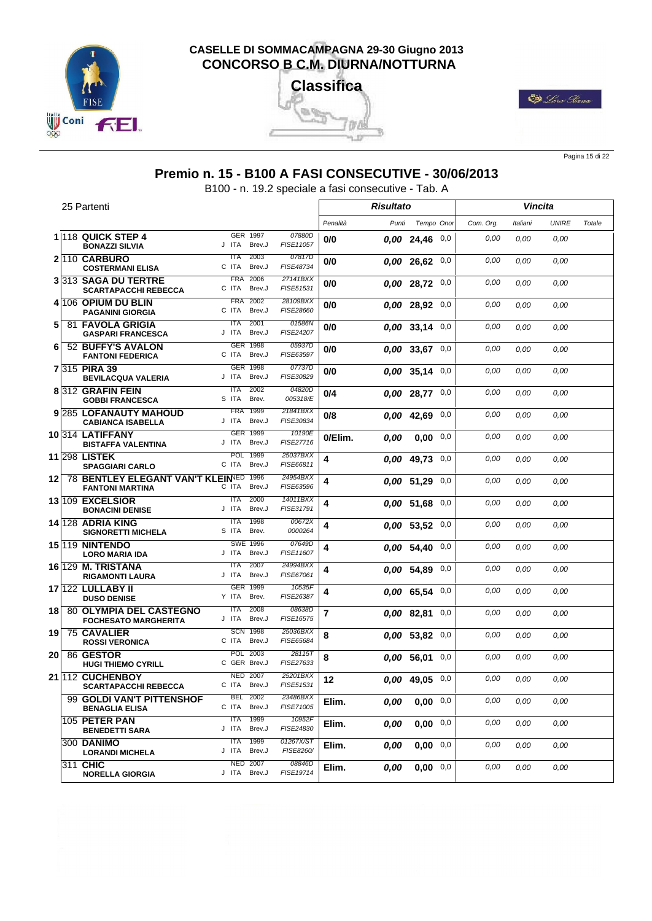## CASELLE DI SOMMACAMPAGNA 29-30 Giugno 2013
## CONCORSO B C.M. DIURNA/NOTTURNA
## Classifica

# Premio n. 15 - B100 A FASI CONSECUTIVE - 30/06/2013

B100 - n. 19.2 speciale a fasi consecutive - Tab. A

25 Partenti

| | | Cavallo / Cavaliere | | | | Penalità | Punti | Tempo | Onor | Com. Org. | Italiani | UNIRE | Totale |
|---|---|---|---|---|---|---|---|---|---|---|---|---|---|
| 1 | 118 | **QUICK STEP 4** / **BONAZZI SILVIA** | J | GER 1997 / ITA Brev.J | 07880D / FISE11057 | 0/0 | 0,00 | 24,46 | 0,0 | 0,00 | 0,00 | 0,00 | |
| 2 | 110 | **CARBURO** / **COSTERMANI ELISA** | C | ITA 2003 / ITA Brev.J | 07817D / FISE48734 | 0/0 | 0,00 | 26,62 | 0,0 | 0,00 | 0,00 | 0,00 | |
| 3 | 313 | **SAGA DU TERTRE** / **SCARTAPACCHI REBECCA** | C | FRA 2006 / ITA Brev.J | 27141BXX / FISE51531 | 0/0 | 0,00 | 28,72 | 0,0 | 0,00 | 0,00 | 0,00 | |
| 4 | 106 | **OPIUM DU BLIN** / **PAGANINI GIORGIA** | C | FRA 2002 / ITA Brev.J | 28109BXX / FISE28660 | 0/0 | 0,00 | 28,92 | 0,0 | 0,00 | 0,00 | 0,00 | |
| 5 | 81 | **FAVOLA GRIGIA** / **GASPARI FRANCESCA** | J | ITA 2001 / ITA Brev.J | 01586N / FISE24207 | 0/0 | 0,00 | 33,14 | 0,0 | 0,00 | 0,00 | 0,00 | |
| 6 | 52 | **BUFFY'S AVALON** / **FANTONI FEDERICA** | C | GER 1998 / ITA Brev.J | 05937D / FISE63597 | 0/0 | 0,00 | 33,67 | 0,0 | 0,00 | 0,00 | 0,00 | |
| 7 | 315 | **PIRA 39** / **BEVILACQUA VALERIA** | J | GER 1998 / ITA Brev.J | 07737D / FISE30829 | 0/0 | 0,00 | 35,14 | 0,0 | 0,00 | 0,00 | 0,00 | |
| 8 | 312 | **GRAFIN FEIN** / **GOBBI FRANCESCA** | S | ITA 2002 / ITA Brev. | 04820D / 005318/E | 0/4 | 0,00 | 28,77 | 0,0 | 0,00 | 0,00 | 0,00 | |
| 9 | 285 | **LOFANAUTY MAHOUD** / **CABIANCA ISABELLA** | J | FRA 1999 / ITA Brev.J | 21841BXX / FISE30834 | 0/8 | 0,00 | 42,69 | 0,0 | 0,00 | 0,00 | 0,00 | |
| 10 | 314 | **LATIFFANY** / **BISTAFFA VALENTINA** | J | GER 1999 / ITA Brev.J | 10190E / FISE27716 | 0/Elim. | 0,00 | 0,00 | 0,0 | 0,00 | 0,00 | 0,00 | |
| 11 | 298 | **LISTEK** / **SPAGGIARI CARLO** | C | POL 1999 / ITA Brev.J | 25037BXX / FISE66811 | 4 | 0,00 | 49,73 | 0,0 | 0,00 | 0,00 | 0,00 | |
| 12 | 78 | **BENTLEY ELEGANT VAN'T KLEIN** / **FANTONI MARTINA** | C | NED 1996 / ITA Brev.J | 24954BXX / FISE63596 | 4 | 0,00 | 51,29 | 0,0 | 0,00 | 0,00 | 0,00 | |
| 13 | 109 | **EXCELSIOR** / **BONACINI DENISE** | J | ITA 2000 / ITA Brev.J | 14011BXX / FISE31791 | 4 | 0,00 | 51,68 | 0,0 | 0,00 | 0,00 | 0,00 | |
| 14 | 128 | **ADRIA KING** / **SIGNORETTI MICHELA** | S | ITA 1998 / ITA Brev. | 00672X / 0000264 | 4 | 0,00 | 53,52 | 0,0 | 0,00 | 0,00 | 0,00 | |
| 15 | 119 | **NINTENDO** / **LORO MARIA IDA** | J | SWE 1996 / ITA Brev.J | 07649D / FISE11607 | 4 | 0,00 | 54,40 | 0,0 | 0,00 | 0,00 | 0,00 | |
| 16 | 129 | **M. TRISTANA** / **RIGAMONTI LAURA** | J | ITA 2007 / ITA Brev.J | 24994BXX / FISE67061 | 4 | 0,00 | 54,89 | 0,0 | 0,00 | 0,00 | 0,00 | |
| 17 | 122 | **LULLABY II** / **DUSO DENISE** | Y | GER 1999 / ITA Brev. | 10535F / FISE26387 | 4 | 0,00 | 65,54 | 0,0 | 0,00 | 0,00 | 0,00 | |
| 18 | 80 | **OLYMPIA DEL CASTEGNO** / **FOCHESATO MARGHERITA** | J | ITA 2008 / ITA Brev.J | 08638D / FISE16575 | 7 | 0,00 | 82,81 | 0,0 | 0,00 | 0,00 | 0,00 | |
| 19 | 75 | **CAVALIER** / **ROSSI VERONICA** | C | SCN 1998 / ITA Brev.J | 25036BXX / FISE65684 | 8 | 0,00 | 53,82 | 0,0 | 0,00 | 0,00 | 0,00 | |
| 20 | 86 | **GESTOR** / **HUGI THIEMO CYRILL** | C | POL 2003 / GER Brev.J | 28115T / FISE27633 | 8 | 0,00 | 56,01 | 0,0 | 0,00 | 0,00 | 0,00 | |
| 21 | 112 | **CUCHENBOY** / **SCARTAPACCHI REBECCA** | C | NED 2007 / ITA Brev.J | 25201BXX / FISE51531 | 12 | 0,00 | 49,05 | 0,0 | 0,00 | 0,00 | 0,00 | |
| | 99 | **GOLDI VAN'T PITTENSHOF** / **BENAGLIA ELISA** | C | BEL 2002 / ITA Brev.J | 23486BXX / FISE71005 | Elim. | 0,00 | 0,00 | 0,0 | 0,00 | 0,00 | 0,00 | |
| | 105 | **PETER PAN** / **BENEDETTI SARA** | J | ITA 1999 / ITA Brev.J | 10952F / FISE24830 | Elim. | 0,00 | 0,00 | 0,0 | 0,00 | 0,00 | 0,00 | |
| | 300 | **DANIMO** / **LORANDI MICHELA** | J | ITA 1999 / ITA Brev.J | 01267X/ST / FISE8260/ | Elim. | 0,00 | 0,00 | 0,0 | 0,00 | 0,00 | 0,00 | |
| | 311 | **CHIC** / **NORELLA GIORGIA** | J | NED 2007 / ITA Brev.J | 08846D / FISE19714 | Elim. | 0,00 | 0,00 | 0,0 | 0,00 | 0,00 | 0,00 | |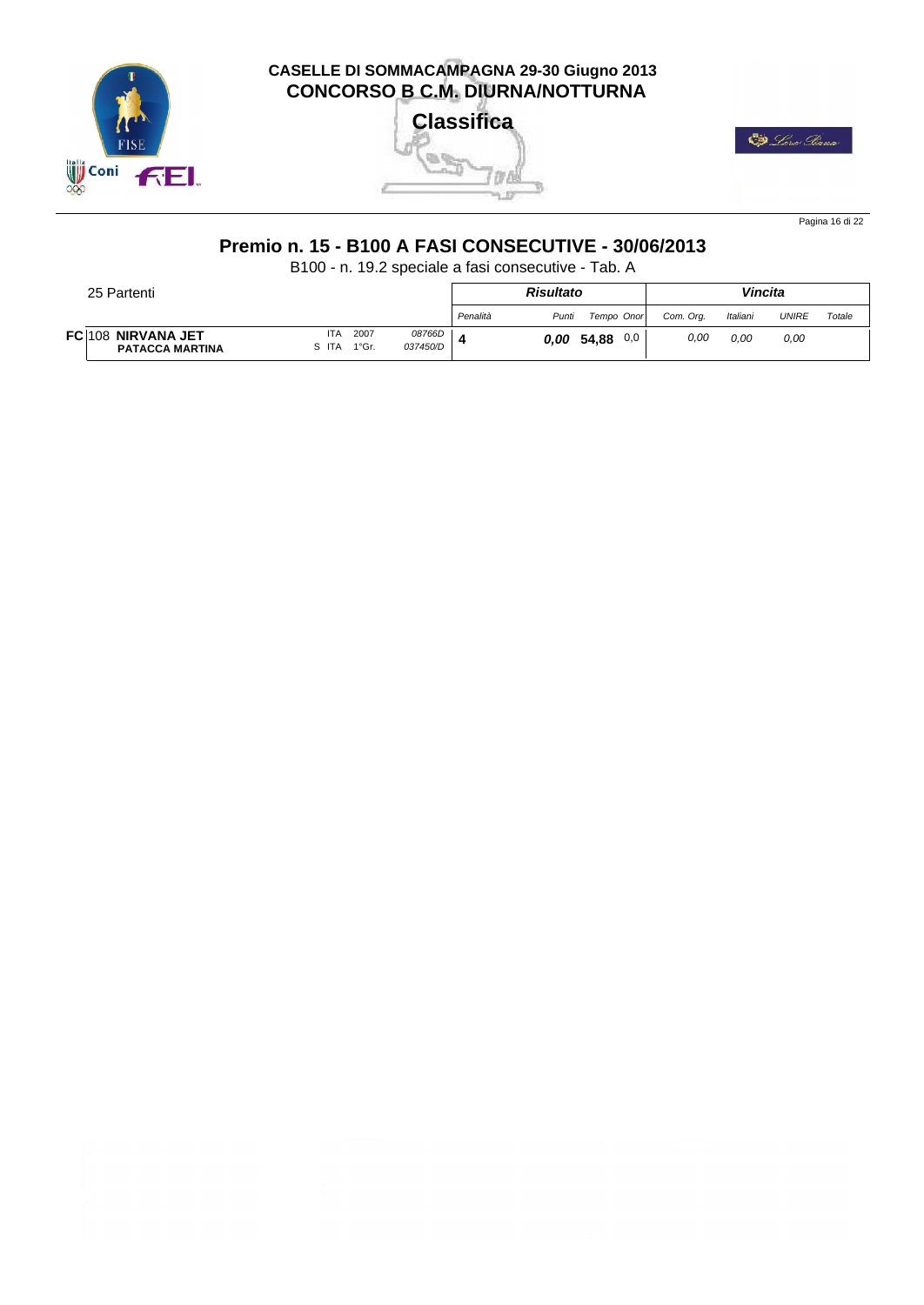**CASELLE DI SOMMACAMPAGNA 29-30 Giugno 2013**
**CONCORSO B C.M. DIURNA/NOTTURNA**

**Classifica**

## Premio n. 15 - B100 A FASI CONSECUTIVE - 30/06/2013

B100 - n. 19.2 speciale a fasi consecutive - Tab. A

| 25 Partenti | | | | *Risultato* | | | | *Vincita* | | | |
|---|---|---|---|---|---|---|---|---|---|---|---|
| | | | | *Penalità* | *Punti* | *Tempo* | *Onor* | *Com. Org.* | *Italiani* | *UNIRE* | *Totale* |
| **FC** 108 **NIRVANA JET** / **PATACCA MARTINA** | ITA / S ITA | 2007 / 1°Gr. | *08766D* / *037450D* | **4** | ***0,00*** | **54,88** | 0,0 | *0,00* | *0,00* | *0,00* | |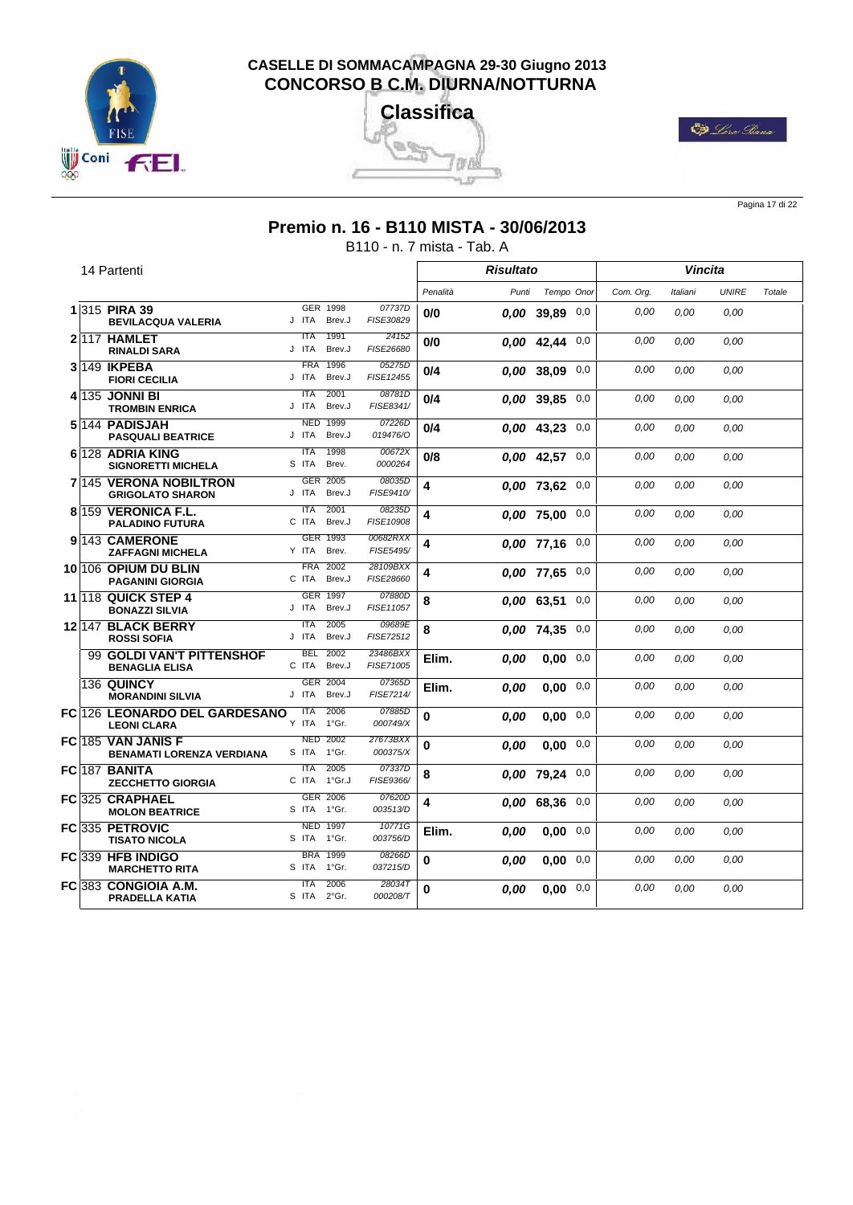# CASELLE DI SOMMACAMPAGNA 29-30 Giugno 2013
## CONCORSO B C.M. DIURNA/NOTTURNA

**Classifica**

## Premio n. 16 - B110 MISTA - 30/06/2013

B110 - n. 7 mista - Tab. A

14 Partenti

| Pos. | N. | Cavallo / Cavaliere | Naz. / Anno | Codice | Penalità | Punti | Tempo | Onor | Com. Org. | Italiani | UNIRE | Totale |
|---|---|---|---|---|---|---|---|---|---|---|---|---|
| | | | | | **Risultato** | | | | **Vincita** | | | |
| 1 | 315 | **PIRA 39** / **BEVILACQUA VALERIA** | GER 1998 / J ITA Brev.J | 07737D / FISE30829 | 0/0 | 0,00 | 39,89 | 0,0 | 0,00 | 0,00 | 0,00 | |
| 2 | 117 | **HAMLET** / **RINALDI SARA** | ITA 1991 / J ITA Brev.J | 24152 / FISE26680 | 0/0 | 0,00 | 42,44 | 0,0 | 0,00 | 0,00 | 0,00 | |
| 3 | 149 | **IKPEBA** / **FIORI CECILIA** | FRA 1996 / J ITA Brev.J | 05275D / FISE12455 | 0/4 | 0,00 | 38,09 | 0,0 | 0,00 | 0,00 | 0,00 | |
| 4 | 135 | **JONNI BI** / **TROMBIN ENRICA** | ITA 2001 / J ITA Brev.J | 08781D / FISE8341/ | 0/4 | 0,00 | 39,85 | 0,0 | 0,00 | 0,00 | 0,00 | |
| 5 | 144 | **PADISJAH** / **PASQUALI BEATRICE** | NED 1999 / J ITA Brev.J | 07226D / 019476/O | 0/4 | 0,00 | 43,23 | 0,0 | 0,00 | 0,00 | 0,00 | |
| 6 | 128 | **ADRIA KING** / **SIGNORETTI MICHELA** | ITA 1998 / S ITA Brev. | 00672X / 0000264 | 0/8 | 0,00 | 42,57 | 0,0 | 0,00 | 0,00 | 0,00 | |
| 7 | 145 | **VERONA NOBILTRON** / **GRIGOLATO SHARON** | GER 2005 / J ITA Brev.J | 08035D / FISE9410/ | 4 | 0,00 | 73,62 | 0,0 | 0,00 | 0,00 | 0,00 | |
| 8 | 159 | **VERONICA F.L.** / **PALADINO FUTURA** | ITA 2001 / C ITA Brev.J | 08235D / FISE10908 | 4 | 0,00 | 75,00 | 0,0 | 0,00 | 0,00 | 0,00 | |
| 9 | 143 | **CAMERONE** / **ZAFFAGNI MICHELA** | GER 1993 / Y ITA Brev. | 00682RXX / FISE5495/ | 4 | 0,00 | 77,16 | 0,0 | 0,00 | 0,00 | 0,00 | |
| 10 | 106 | **OPIUM DU BLIN** / **PAGANINI GIORGIA** | FRA 2002 / C ITA Brev.J | 28109BXX / FISE28660 | 4 | 0,00 | 77,65 | 0,0 | 0,00 | 0,00 | 0,00 | |
| 11 | 118 | **QUICK STEP 4** / **BONAZZI SILVIA** | GER 1997 / J ITA Brev.J | 07880D / FISE11057 | 8 | 0,00 | 63,51 | 0,0 | 0,00 | 0,00 | 0,00 | |
| 12 | 147 | **BLACK BERRY** / **ROSSI SOFIA** | ITA 2005 / J ITA Brev.J | 09689E / FISE72512 | 8 | 0,00 | 74,35 | 0,0 | 0,00 | 0,00 | 0,00 | |
| | 99 | **GOLDI VAN'T PITTENSHOF** / **BENAGLIA ELISA** | BEL 2002 / C ITA Brev.J | 23486BXX / FISE71005 | Elim. | 0,00 | 0,00 | 0,0 | 0,00 | 0,00 | 0,00 | |
| | 136 | **QUINCY** / **MORANDINI SILVIA** | GER 2004 / J ITA Brev.J | 07365D / FISE7214/ | Elim. | 0,00 | 0,00 | 0,0 | 0,00 | 0,00 | 0,00 | |
| FC | 126 | **LEONARDO DEL GARDESANO** / **LEONI CLARA** | ITA 2006 / Y ITA 1°Gr. | 07885D / 000749/X | 0 | 0,00 | 0,00 | 0,0 | 0,00 | 0,00 | 0,00 | |
| FC | 185 | **VAN JANIS F** / **BENAMATI LORENZA VERDIANA** | NED 2002 / S ITA 1°Gr. | 27673BXX / 000375/X | 0 | 0,00 | 0,00 | 0,0 | 0,00 | 0,00 | 0,00 | |
| FC | 187 | **BANITA** / **ZECCHETTO GIORGIA** | ITA 2005 / C ITA 1°Gr.J | 07337D / FISE9366/ | 8 | 0,00 | 79,24 | 0,0 | 0,00 | 0,00 | 0,00 | |
| FC | 325 | **CRAPHAEL** / **MOLON BEATRICE** | GER 2006 / S ITA 1°Gr. | 07620D / 003513/D | 4 | 0,00 | 68,36 | 0,0 | 0,00 | 0,00 | 0,00 | |
| FC | 335 | **PETROVIC** / **TISATO NICOLA** | NED 1997 / S ITA 1°Gr. | 10771G / 003756/D | Elim. | 0,00 | 0,00 | 0,0 | 0,00 | 0,00 | 0,00 | |
| FC | 339 | **HFB INDIGO** / **MARCHETTO RITA** | BRA 1999 / S ITA 1°Gr. | 08266D / 037215/D | 0 | 0,00 | 0,00 | 0,0 | 0,00 | 0,00 | 0,00 | |
| FC | 383 | **CONGIOIA A.M.** / **PRADELLA KATIA** | ITA 2006 / S ITA 2°Gr. | 28034T / 000208/T | 0 | 0,00 | 0,00 | 0,0 | 0,00 | 0,00 | 0,00 | |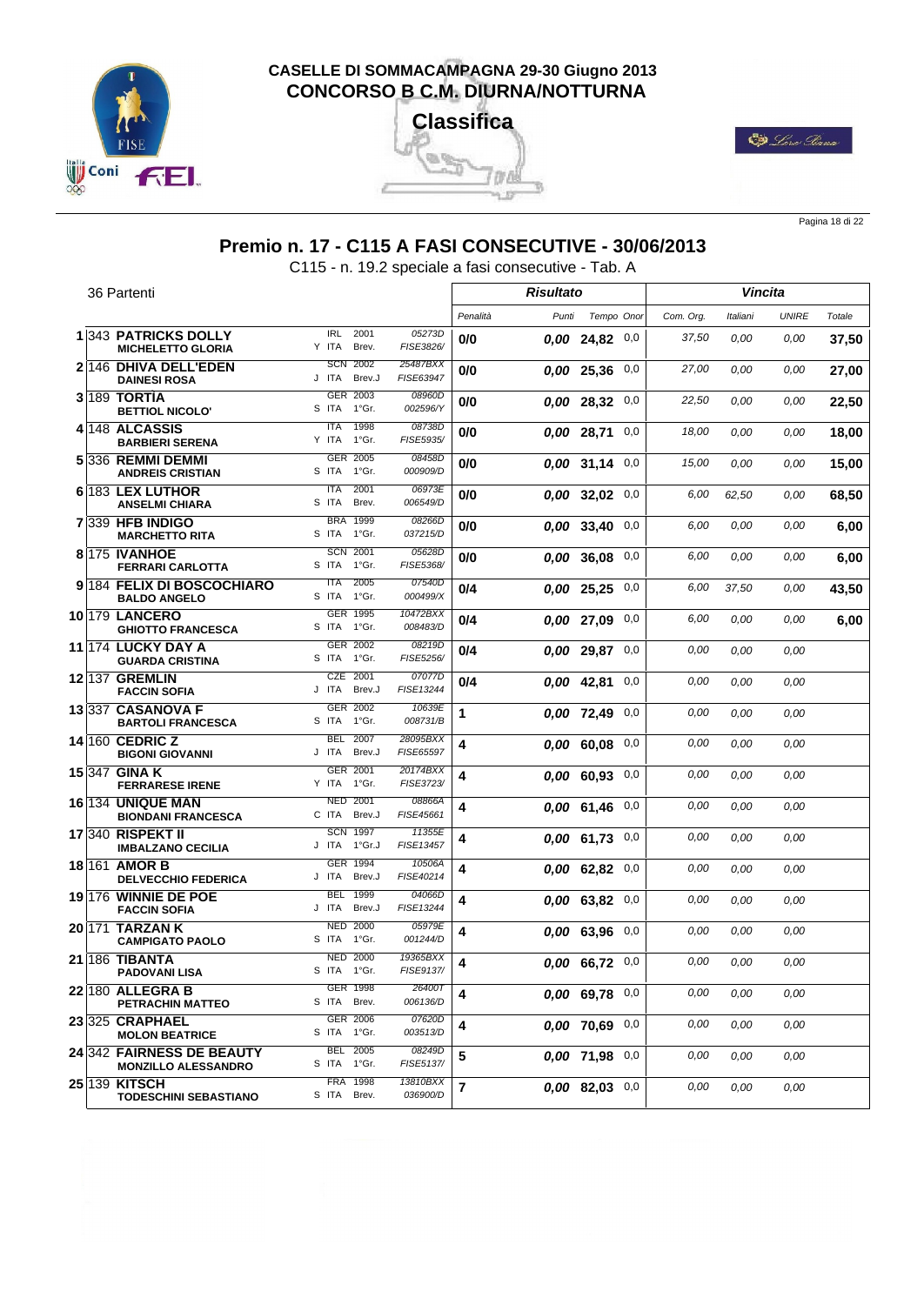# CASELLE DI SOMMACAMPAGNA 29-30 Giugno 2013
## CONCORSO B C.M. DIURNA/NOTTURNA

**Classifica**

## Premio n. 17 - C115 A FASI CONSECUTIVE - 30/06/2013

C115 - n. 19.2 speciale a fasi consecutive - Tab. A

36 Partenti

| | | | | | Risultato | | | | Vincita | | | |
|---|---|---|---|---|---|---|---|---|---|---|---|---|
| | | | | Penalità | Punti | Tempo | Onor | Com. Org. | Italiani | UNIRE | Totale |
| 1 | 343 **PATRICKS DOLLY** / **MICHELETTO GLORIA** | IRL 2001 / Y ITA Brev. | 05273D / FISE3826/ | 0/0 | 0,00 | 24,82 | 0,0 | 37,50 | 0,00 | 0,00 | 37,50 |
| 2 | 146 **DHIVA DELL'EDEN** / **DAINESI ROSA** | SCN 2002 / J ITA Brev.J | 25487BXX / FISE63947 | 0/0 | 0,00 | 25,36 | 0,0 | 27,00 | 0,00 | 0,00 | 27,00 |
| 3 | 189 **TORTIA** / **BETTIOL NICOLO'** | GER 2003 / S ITA 1°Gr. | 08960D / 002596/Y | 0/0 | 0,00 | 28,32 | 0,0 | 22,50 | 0,00 | 0,00 | 22,50 |
| 4 | 148 **ALCASSIS** / **BARBIERI SERENA** | ITA 1998 / Y ITA 1°Gr. | 08738D / FISE5935/ | 0/0 | 0,00 | 28,71 | 0,0 | 18,00 | 0,00 | 0,00 | 18,00 |
| 5 | 336 **REMMI DEMMI** / **ANDREIS CRISTIAN** | GER 2005 / S ITA 1°Gr. | 08458D / 000909/D | 0/0 | 0,00 | 31,14 | 0,0 | 15,00 | 0,00 | 0,00 | 15,00 |
| 6 | 183 **LEX LUTHOR** / **ANSELMI CHIARA** | ITA 2001 / S ITA Brev. | 06973E / 006549/D | 0/0 | 0,00 | 32,02 | 0,0 | 6,00 | 62,50 | 0,00 | 68,50 |
| 7 | 339 **HFB INDIGO** / **MARCHETTO RITA** | BRA 1999 / S ITA 1°Gr. | 08266D / 037215/D | 0/0 | 0,00 | 33,40 | 0,0 | 6,00 | 0,00 | 0,00 | 6,00 |
| 8 | 175 **IVANHOE** / **FERRARI CARLOTTA** | SCN 2001 / S ITA 1°Gr. | 05628D / FISE5368/ | 0/0 | 0,00 | 36,08 | 0,0 | 6,00 | 0,00 | 0,00 | 6,00 |
| 9 | 184 **FELIX DI BOSCOCHIARO** / **BALDO ANGELO** | ITA 2005 / S ITA 1°Gr. | 07540D / 000499/X | 0/4 | 0,00 | 25,25 | 0,0 | 6,00 | 37,50 | 0,00 | 43,50 |
| 10 | 179 **LANCERO** / **GHIOTTO FRANCESCA** | GER 1995 / S ITA 1°Gr. | 10472BXX / 008483/D | 0/4 | 0,00 | 27,09 | 0,0 | 6,00 | 0,00 | 0,00 | 6,00 |
| 11 | 174 **LUCKY DAY A** / **GUARDA CRISTINA** | GER 2002 / S ITA 1°Gr. | 08219D / FISE5256/ | 0/4 | 0,00 | 29,87 | 0,0 | 0,00 | 0,00 | 0,00 | |
| 12 | 137 **GREMLIN** / **FACCIN SOFIA** | CZE 2001 / J ITA Brev.J | 07077D / FISE13244 | 0/4 | 0,00 | 42,81 | 0,0 | 0,00 | 0,00 | 0,00 | |
| 13 | 337 **CASANOVA F** / **BARTOLI FRANCESCA** | GER 2002 / S ITA 1°Gr. | 10639E / 008731/B | 1 | 0,00 | 72,49 | 0,0 | 0,00 | 0,00 | 0,00 | |
| 14 | 160 **CEDRIC Z** / **BIGONI GIOVANNI** | BEL 2007 / J ITA Brev.J | 28095BXX / FISE65597 | 4 | 0,00 | 60,08 | 0,0 | 0,00 | 0,00 | 0,00 | |
| 15 | 347 **GINA K** / **FERRARESE IRENE** | GER 2001 / Y ITA 1°Gr. | 20174BXX / FISE3723/ | 4 | 0,00 | 60,93 | 0,0 | 0,00 | 0,00 | 0,00 | |
| 16 | 134 **UNIQUE MAN** / **BIONDANI FRANCESCA** | NED 2001 / C ITA Brev.J | 08866A / FISE45661 | 4 | 0,00 | 61,46 | 0,0 | 0,00 | 0,00 | 0,00 | |
| 17 | 340 **RISPEKT II** / **IMBALZANO CECILIA** | SCN 1997 / J ITA 1°Gr.J | 11355E / FISE13457 | 4 | 0,00 | 61,73 | 0,0 | 0,00 | 0,00 | 0,00 | |
| 18 | 161 **AMOR B** / **DELVECCHIO FEDERICA** | GER 1994 / J ITA Brev.J | 10506A / FISE40214 | 4 | 0,00 | 62,82 | 0,0 | 0,00 | 0,00 | 0,00 | |
| 19 | 176 **WINNIE DE POE** / **FACCIN SOFIA** | BEL 1999 / J ITA Brev.J | 04066D / FISE13244 | 4 | 0,00 | 63,82 | 0,0 | 0,00 | 0,00 | 0,00 | |
| 20 | 171 **TARZAN K** / **CAMPIGATO PAOLO** | NED 2000 / S ITA 1°Gr. | 05979E / 001244/D | 4 | 0,00 | 63,96 | 0,0 | 0,00 | 0,00 | 0,00 | |
| 21 | 186 **TIBANTA** / **PADOVANI LISA** | NED 2000 / S ITA 1°Gr. | 19365BXX / FISE9137/ | 4 | 0,00 | 66,72 | 0,0 | 0,00 | 0,00 | 0,00 | |
| 22 | 180 **ALLEGRA B** / **PETRACHIN MATTEO** | GER 1998 / S ITA Brev. | 26400T / 006136/D | 4 | 0,00 | 69,78 | 0,0 | 0,00 | 0,00 | 0,00 | |
| 23 | 325 **CRAPHAEL** / **MOLON BEATRICE** | GER 2006 / S ITA 1°Gr. | 07620D / 003513/D | 4 | 0,00 | 70,69 | 0,0 | 0,00 | 0,00 | 0,00 | |
| 24 | 342 **FAIRNESS DE BEAUTY** / **MONZILLO ALESSANDRO** | BEL 2005 / S ITA 1°Gr. | 08249D / FISE5137/ | 5 | 0,00 | 71,98 | 0,0 | 0,00 | 0,00 | 0,00 | |
| 25 | 139 **KITSCH** / **TODESCHINI SEBASTIANO** | FRA 1998 / S ITA Brev. | 13810BXX / 036900/D | 7 | 0,00 | 82,03 | 0,0 | 0,00 | 0,00 | 0,00 | |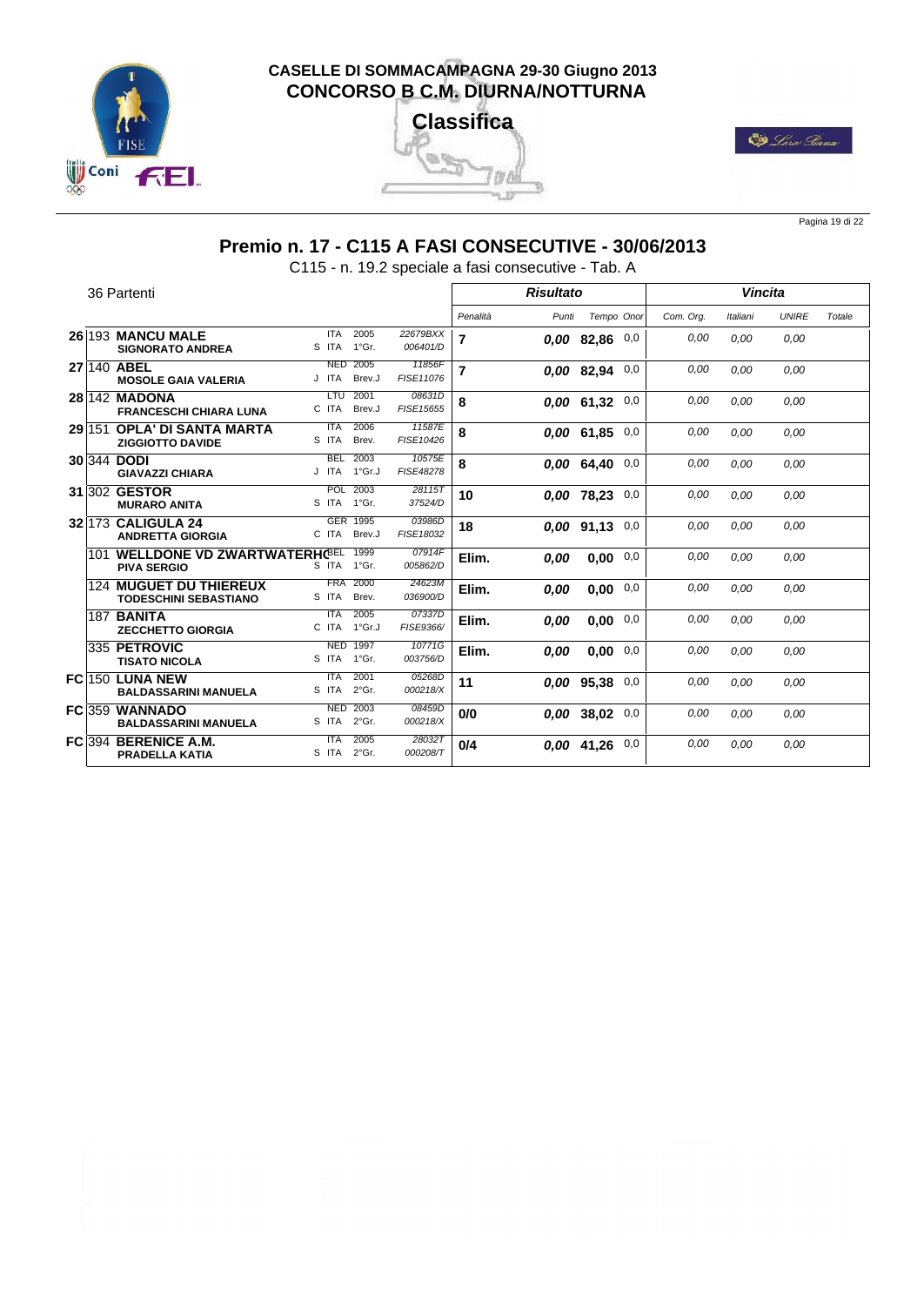**CASELLE DI SOMMACAMPAGNA 29-30 Giugno 2013**
**CONCORSO B C.M. DIURNA/NOTTURNA**

**Classifica**

## Premio n. 17 - C115 A FASI CONSECUTIVE - 30/06/2013

C115 - n. 19.2 speciale a fasi consecutive - Tab. A

36 Partenti

| | | | | | Risultato | | | | Vincita | | | |
|---|---|---|---|---|---|---|---|---|---|---|---|---|
| | | | | | Penalità | Punti | Tempo | Onor | Com. Org. | Italiani | UNIRE | Totale |
| 26 | 193 | **MANCU MALE** / **SIGNORATO ANDREA** | ITA 2005 / S ITA 1°Gr. | 22679BXX / 006401/D | 7 | 0,00 | 82,86 | 0,0 | 0,00 | 0,00 | 0,00 | |
| 27 | 140 | **ABEL** / **MOSOLE GAIA VALERIA** | NED 2005 / J ITA Brev.J | 11856F / FISE11076 | 7 | 0,00 | 82,94 | 0,0 | 0,00 | 0,00 | 0,00 | |
| 28 | 142 | **MADONA** / **FRANCESCHI CHIARA LUNA** | LTU 2001 / C ITA Brev.J | 08631D / FISE15655 | 8 | 0,00 | 61,32 | 0,0 | 0,00 | 0,00 | 0,00 | |
| 29 | 151 | **OPLA' DI SANTA MARTA** / **ZIGGIOTTO DAVIDE** | ITA 2006 / S ITA Brev. | 11587E / FISE10426 | 8 | 0,00 | 61,85 | 0,0 | 0,00 | 0,00 | 0,00 | |
| 30 | 344 | **DODI** / **GIAVAZZI CHIARA** | BEL 2003 / J ITA 1°Gr.J | 10575E / FISE48278 | 8 | 0,00 | 64,40 | 0,0 | 0,00 | 0,00 | 0,00 | |
| 31 | 302 | **GESTOR** / **MURARO ANITA** | POL 2003 / S ITA 1°Gr. | 28115T / 37524/D | 10 | 0,00 | 78,23 | 0,0 | 0,00 | 0,00 | 0,00 | |
| 32 | 173 | **CALIGULA 24** / **ANDRETTA GIORGIA** | GER 1995 / C ITA Brev.J | 03986D / FISE18032 | 18 | 0,00 | 91,13 | 0,0 | 0,00 | 0,00 | 0,00 | |
| | 101 | **WELLDONE VD ZWARTWATERHO** / **PIVA SERGIO** | BEL 1999 / S ITA 1°Gr. | 07914F / 005862/D | Elim. | 0,00 | 0,00 | 0,0 | 0,00 | 0,00 | 0,00 | |
| | 124 | **MUGUET DU THIEREUX** / **TODESCHINI SEBASTIANO** | FRA 2000 / S ITA Brev. | 24623M / 036900/D | Elim. | 0,00 | 0,00 | 0,0 | 0,00 | 0,00 | 0,00 | |
| | 187 | **BANITA** / **ZECCHETTO GIORGIA** | ITA 2005 / C ITA 1°Gr.J | 07337D / FISE9366/ | Elim. | 0,00 | 0,00 | 0,0 | 0,00 | 0,00 | 0,00 | |
| | 335 | **PETROVIC** / **TISATO NICOLA** | NED 1997 / S ITA 1°Gr. | 10771G / 003756/D | Elim. | 0,00 | 0,00 | 0,0 | 0,00 | 0,00 | 0,00 | |
| FC | 150 | **LUNA NEW** / **BALDASSARINI MANUELA** | ITA 2001 / S ITA 2°Gr. | 05268D / 000218/X | 11 | 0,00 | 95,38 | 0,0 | 0,00 | 0,00 | 0,00 | |
| FC | 359 | **WANNADO** / **BALDASSARINI MANUELA** | NED 2003 / S ITA 2°Gr. | 08459D / 000218/X | 0/0 | 0,00 | 38,02 | 0,0 | 0,00 | 0,00 | 0,00 | |
| FC | 394 | **BERENICE A.M.** / **PRADELLA KATIA** | ITA 2005 / S ITA 2°Gr. | 28032T / 000208/T | 0/4 | 0,00 | 41,26 | 0,0 | 0,00 | 0,00 | 0,00 | |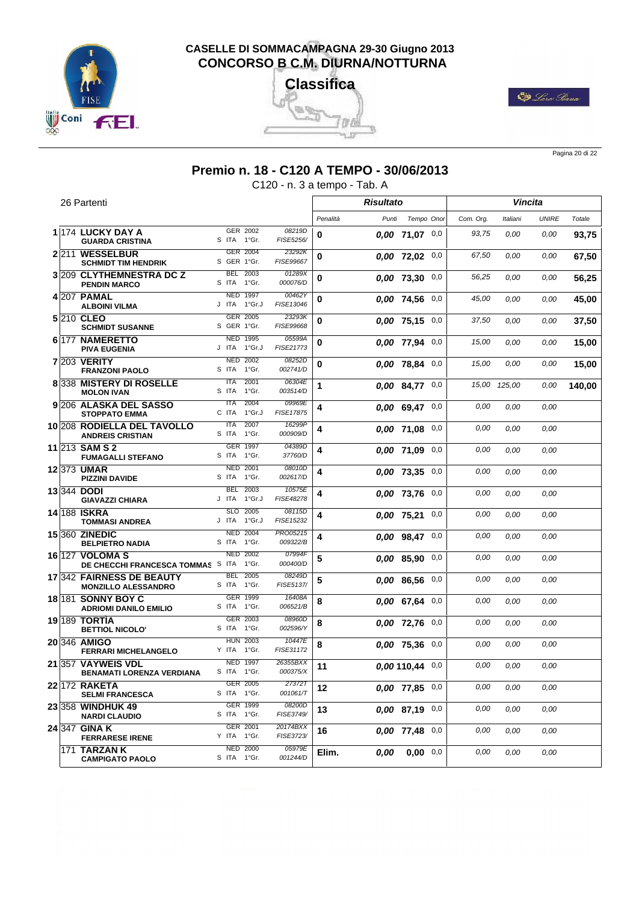**CASELLE DI SOMMACAMPAGNA 29-30 Giugno 2013**
**CONCORSO B C.M. DIURNA/NOTTURNA**

**Classifica**

## Premio n. 18 - C120 A TEMPO - 30/06/2013

C120 - n. 3 a tempo - Tab. A

26 Partenti

| Pos. | N. | Cavallo / Cavaliere | | | | Risultato | | | | Vincita | | | |
|---|---|---|---|---|---|---|---|---|---|---|---|---|---|
| | | | | | | Penalità | Punti | Tempo | Onor | Com. Org. | Italiani | UNIRE | Totale |
| 1 | 174 | **LUCKY DAY A** / **GUARDA CRISTINA** | GER 2002 / S ITA | 1°Gr. | 08219D / FISE5256/ | 0 | 0,00 | 71,07 | 0,0 | 93,75 | 0,00 | 0,00 | 93,75 |
| 2 | 211 | **WESSELBUR** / **SCHMIDT TIM HENDRIK** | GER 2004 / S GER | 1°Gr. | 23292K / FISE99667 | 0 | 0,00 | 72,02 | 0,0 | 67,50 | 0,00 | 0,00 | 67,50 |
| 3 | 209 | **CLYTHEMNESTRA DC Z** / **PENDIN MARCO** | BEL 2003 / S ITA | 1°Gr. | 01289X / 000076/D | 0 | 0,00 | 73,30 | 0,0 | 56,25 | 0,00 | 0,00 | 56,25 |
| 4 | 207 | **PAMAL** / **ALBOINI VILMA** | NED 1997 / J ITA | 1°Gr.J | 00462Y / FISE13046 | 0 | 0,00 | 74,56 | 0,0 | 45,00 | 0,00 | 0,00 | 45,00 |
| 5 | 210 | **CLEO** / **SCHMIDT SUSANNE** | GER 2005 / S GER | 1°Gr. | 23293K / FISE99668 | 0 | 0,00 | 75,15 | 0,0 | 37,50 | 0,00 | 0,00 | 37,50 |
| 6 | 177 | **NAMERETTO** / **PIVA EUGENIA** | NED 1995 / J ITA | 1°Gr.J | 05599A / FISE21773 | 0 | 0,00 | 77,94 | 0,0 | 15,00 | 0,00 | 0,00 | 15,00 |
| 7 | 203 | **VERITY** / **FRANZONI PAOLO** | NED 2002 / S ITA | 1°Gr. | 08252D / 002741/D | 0 | 0,00 | 78,84 | 0,0 | 15,00 | 0,00 | 0,00 | 15,00 |
| 8 | 338 | **MISTERY DI ROSELLE** / **MOLON IVAN** | ITA 2001 / S ITA | 1°Gr. | 06304E / 003514/D | 1 | 0,00 | 84,77 | 0,0 | 15,00 | 125,00 | 0,00 | 140,00 |
| 9 | 206 | **ALASKA DEL SASSO** / **STOPPATO EMMA** | ITA 2004 / C ITA | 1°Gr.J | 09969E / FISE17875 | 4 | 0,00 | 69,47 | 0,0 | 0,00 | 0,00 | 0,00 | |
| 10 | 208 | **RODIELLA DEL TAVOLLO** / **ANDREIS CRISTIAN** | ITA 2007 / S ITA | 1°Gr. | 16299P / 000909/D | 4 | 0,00 | 71,08 | 0,0 | 0,00 | 0,00 | 0,00 | |
| 11 | 213 | **SAM S 2** / **FUMAGALLI STEFANO** | GER 1997 / S ITA | 1°Gr. | 04389D / 37760/D | 4 | 0,00 | 71,09 | 0,0 | 0,00 | 0,00 | 0,00 | |
| 12 | 373 | **UMAR** / **PIZZINI DAVIDE** | NED 2001 / S ITA | 1°Gr. | 08010D / 002617/D | 4 | 0,00 | 73,35 | 0,0 | 0,00 | 0,00 | 0,00 | |
| 13 | 344 | **DODI** / **GIAVAZZI CHIARA** | BEL 2003 / J ITA | 1°Gr.J | 10575E / FISE48278 | 4 | 0,00 | 73,76 | 0,0 | 0,00 | 0,00 | 0,00 | |
| 14 | 188 | **ISKRA** / **TOMMASI ANDREA** | SLO 2005 / J ITA | 1°Gr.J | 08115D / FISE15232 | 4 | 0,00 | 75,21 | 0,0 | 0,00 | 0,00 | 0,00 | |
| 15 | 360 | **ZINEDIC** / **BELPIETRO NADIA** | NED 2004 / S ITA | 1°Gr. | PRO05215 / 009322/B | 4 | 0,00 | 98,47 | 0,0 | 0,00 | 0,00 | 0,00 | |
| 16 | 127 | **VOLOMA S** / **DE CHECCHI FRANCESCA TOMMAS** | NED 2002 / S ITA | 1°Gr. | 07994F / 000400/D | 5 | 0,00 | 85,90 | 0,0 | 0,00 | 0,00 | 0,00 | |
| 17 | 342 | **FAIRNESS DE BEAUTY** / **MONZILLO ALESSANDRO** | BEL 2005 / S ITA | 1°Gr. | 08249D / FISE5137/ | 5 | 0,00 | 86,56 | 0,0 | 0,00 | 0,00 | 0,00 | |
| 18 | 181 | **SONNY BOY C** / **ADRIOMI DANILO EMILIO** | GER 1999 / S ITA | 1°Gr. | 16408A / 006521/B | 8 | 0,00 | 67,64 | 0,0 | 0,00 | 0,00 | 0,00 | |
| 19 | 189 | **TORTIA** / **BETTIOL NICOLO'** | GER 2003 / S ITA | 1°Gr. | 08960D / 002596/Y | 8 | 0,00 | 72,76 | 0,0 | 0,00 | 0,00 | 0,00 | |
| 20 | 346 | **AMIGO** / **FERRARI MICHELANGELO** | HUN 2003 / Y ITA | 1°Gr. | 10447E / FISE31172 | 8 | 0,00 | 75,36 | 0,0 | 0,00 | 0,00 | 0,00 | |
| 21 | 357 | **VAYWEIS VDL** / **BENAMATI LORENZA VERDIANA** | NED 1997 / S ITA | 1°Gr. | 26355BXX / 000375/X | 11 | 0,00 | 110,44 | 0,0 | 0,00 | 0,00 | 0,00 | |
| 22 | 172 | **RAKETA** / **SELMI FRANCESCA** | GER 2005 / S ITA | 1°Gr. | 27372T / 001061/T | 12 | 0,00 | 77,85 | 0,0 | 0,00 | 0,00 | 0,00 | |
| 23 | 358 | **WINDHUK 49** / **NARDI CLAUDIO** | GER 1999 / S ITA | 1°Gr. | 08200D / FISE3749/ | 13 | 0,00 | 87,19 | 0,0 | 0,00 | 0,00 | 0,00 | |
| 24 | 347 | **GINA K** / **FERRARESE IRENE** | GER 2001 / Y ITA | 1°Gr. | 20174BXX / FISE3723/ | 16 | 0,00 | 77,48 | 0,0 | 0,00 | 0,00 | 0,00 | |
| | 171 | **TARZAN K** / **CAMPIGATO PAOLO** | NED 2000 / S ITA | 1°Gr. | 05979E / 001244/D | Elim. | 0,00 | 0,00 | 0,0 | 0,00 | 0,00 | 0,00 | |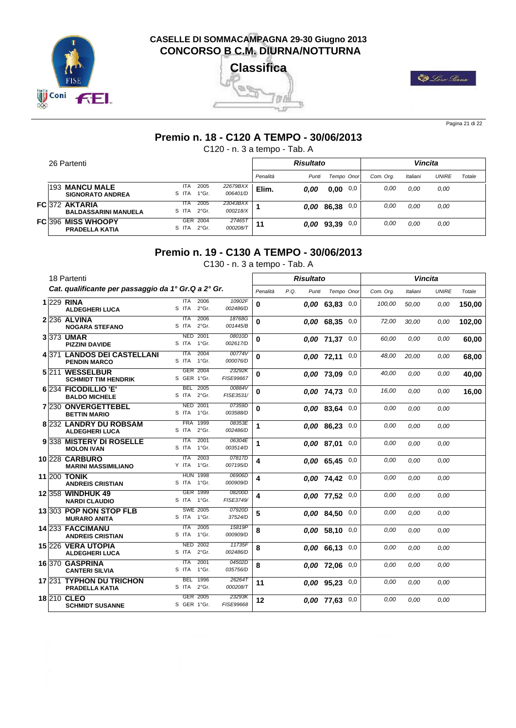# CASELLE DI SOMMACAMPAGNA 29-30 Giugno 2013
## CONCORSO B C.M. DIURNA/NOTTURNA
### Classifica

## Premio n. 18 - C120 A TEMPO - 30/06/2013

C120 - n. 3 a tempo - Tab. A

26 Partenti

| | | | | | Risultato | | | | Vincita | | | |
|---|---|---|---|---|---|---|---|---|---|---|---|---|
| | | | | Penalità | Punti | Tempo | Onor | Com. Org. | Italiani | UNIRE | Totale |
| | 193 **MANCU MALE** / **SIGNORATO ANDREA** | ITA 2005 / S ITA 1°Gr. | 22679BXX / 006401/D | **Elim.** | **0,00** | **0,00** | 0,0 | 0,00 | 0,00 | 0,00 | |
| FC | 372 **AKTARIA** / **BALDASSARINI MANUELA** | ITA 2005 / S ITA 2°Gr. | 23043BXX / 000218/X | **1** | **0,00** | **86,38** | 0,0 | 0,00 | 0,00 | 0,00 | |
| FC | 396 **MISS WHOOPY** / **PRADELLA KATIA** | GER 2004 / S ITA 2°Gr. | 27465T / 000208/T | **11** | **0,00** | **93,39** | 0,0 | 0,00 | 0,00 | 0,00 | |

## Premio n. 19 - C130 A TEMPO - 30/06/2013

C130 - n. 3 a tempo - Tab. A

18 Partenti

*Cat. qualificante per passaggio da 1° Gr.Q a 2° Gr.*

| | | | | Risultato | | | | | Vincita | | | |
|---|---|---|---|---|---|---|---|---|---|---|---|---|
| | | | | Penalità | P.Q. | Punti | Tempo | Onor | Com. Org. | Italiani | UNIRE | Totale |
| **1** | 229 **RINA** / **ALDEGHERI LUCA** | ITA 2006 / S ITA 2°Gr. | 10902F / 002486/D | **0** | | **0,00** | **63,83** | 0,0 | 100,00 | 50,00 | 0,00 | **150,00** |
| **2** | 236 **ALVINA** / **NOGARA STEFANO** | ITA 2006 / S ITA 2°Gr. | 18768G / 001445/B | **0** | | **0,00** | **68,35** | 0,0 | 72,00 | 30,00 | 0,00 | **102,00** |
| **3** | 373 **UMAR** / **PIZZINI DAVIDE** | NED 2001 / S ITA 1°Gr. | 08010D / 002617/D | **0** | | **0,00** | **71,37** | 0,0 | 60,00 | 0,00 | 0,00 | **60,00** |
| **4** | 371 **LANDOS DEI CASTELLANI** / **PENDIN MARCO** | ITA 2004 / S ITA 1°Gr. | 00774V / 000076/D | **0** | | **0,00** | **72,11** | 0,0 | 48,00 | 20,00 | 0,00 | **68,00** |
| **5** | 211 **WESSELBUR** / **SCHMIDT TIM HENDRIK** | GER 2004 / S GER 1°Gr. | 23292K / FISE99667 | **0** | | **0,00** | **73,09** | 0,0 | 40,00 | 0,00 | 0,00 | **40,00** |
| **6** | 234 **FICODILLIO 'E'** / **BALDO MICHELE** | BEL 2005 / S ITA 2°Gr. | 00884V / FISE3531/ | **0** | | **0,00** | **74,73** | 0,0 | 16,00 | 0,00 | 0,00 | **16,00** |
| **7** | 230 **ONVERGETTEBEL** / **BETTIN MARIO** | NED 2001 / S ITA 1°Gr. | 07359D / 003588/D | **0** | | **0,00** | **83,64** | 0,0 | 0,00 | 0,00 | 0,00 | |
| **8** | 232 **LANDRY DU ROBSAM** / **ALDEGHERI LUCA** | FRA 1999 / S ITA 2°Gr. | 08353E / 002486/D | **1** | | **0,00** | **86,23** | 0,0 | 0,00 | 0,00 | 0,00 | |
| **9** | 338 **MISTERY DI ROSELLE** / **MOLON IVAN** | ITA 2001 / S ITA 1°Gr. | 06304E / 003514/D | **1** | | **0,00** | **87,01** | 0,0 | 0,00 | 0,00 | 0,00 | |
| **10** | 228 **CARBURO** / **MARINI MASSIMILIANO** | ITA 2003 / Y ITA 1°Gr. | 07817D / 007195/D | **4** | | **0,00** | **65,45** | 0,0 | 0,00 | 0,00 | 0,00 | |
| **11** | 200 **TONIK** / **ANDREIS CRISTIAN** | HUN 1998 / S ITA 1°Gr. | 06906D / 000909/D | **4** | | **0,00** | **74,42** | 0,0 | 0,00 | 0,00 | 0,00 | |
| **12** | 358 **WINDHUK 49** / **NARDI CLAUDIO** | GER 1999 / S ITA 1°Gr. | 08200D / FISE3749/ | **4** | | **0,00** | **77,52** | 0,0 | 0,00 | 0,00 | 0,00 | |
| **13** | 303 **POP NON STOP FLB** / **MURARO ANITA** | SWE 2005 / S ITA 1°Gr. | 07920D / 37524/D | **5** | | **0,00** | **84,50** | 0,0 | 0,00 | 0,00 | 0,00 | |
| **14** | 233 **FACCIMANU** / **ANDREIS CRISTIAN** | ITA 2005 / S ITA 1°Gr. | 15819P / 000909/D | **8** | | **0,00** | **58,10** | 0,0 | 0,00 | 0,00 | 0,00 | |
| **15** | 226 **VERA UTOPIA** / **ALDEGHERI LUCA** | NED 2002 / S ITA 2°Gr. | 11735F / 002486/D | **8** | | **0,00** | **66,13** | 0,0 | 0,00 | 0,00 | 0,00 | |
| **16** | 370 **GASPRINA** / **CANTERI SILVIA** | ITA 2001 / S ITA 1°Gr. | 04502D / 035756/D | **8** | | **0,00** | **72,06** | 0,0 | 0,00 | 0,00 | 0,00 | |
| **17** | 231 **TYPHON DU TRICHON** / **PRADELLA KATIA** | BEL 1996 / S ITA 2°Gr. | 26264T / 000208/T | **11** | | **0,00** | **95,23** | 0,0 | 0,00 | 0,00 | 0,00 | |
| **18** | 210 **CLEO** / **SCHMIDT SUSANNE** | GER 2005 / S GER 1°Gr. | 23293K / FISE99668 | **12** | | **0,00** | **77,63** | 0,0 | 0,00 | 0,00 | 0,00 | |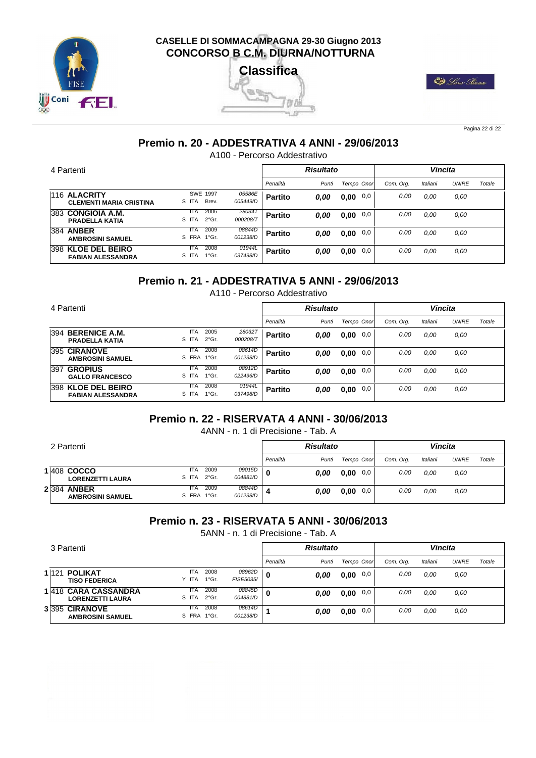# CASELLE DI SOMMACAMPAGNA 29-30 Giugno 2013
## CONCORSO B C.M. DIURNA/NOTTURNA
### Classifica

## Premio n. 20 - ADDESTRATIVA 4 ANNI - 29/06/2013

A100 - Percorso Addestrativo

| 4 Partenti | | | Risultato | | | | Vincita | | | |
|---|---|---|---|---|---|---|---|---|---|---|
| | | | Penalità | Punti | Tempo | Onor | Com. Org. | Italiani | UNIRE | Totale |
| 116 **ALACRITY** **CLEMENTI MARIA CRISTINA** | SWE 1997 S ITA Brev. | 05586E 005449/D | **Partito** | **0,00** | **0,00** | 0,0 | 0,00 | 0,00 | 0,00 | |
| 383 **CONGIOIA A.M.** **PRADELLA KATIA** | ITA 2006 S ITA 2°Gr. | 28034T 000208/T | **Partito** | **0,00** | **0,00** | 0,0 | 0,00 | 0,00 | 0,00 | |
| 384 **ANBER** **AMBROSINI SAMUEL** | ITA 2009 S FRA 1°Gr. | 08844D 001238/D | **Partito** | **0,00** | **0,00** | 0,0 | 0,00 | 0,00 | 0,00 | |
| 398 **KLOE DEL BEIRO** **FABIAN ALESSANDRA** | ITA 2008 S ITA 1°Gr. | 01944L 037498/D | **Partito** | **0,00** | **0,00** | 0,0 | 0,00 | 0,00 | 0,00 | |

## Premio n. 21 - ADDESTRATIVA 5 ANNI - 29/06/2013

A110 - Percorso Addestrativo

| 4 Partenti | | | Risultato | | | | Vincita | | | |
|---|---|---|---|---|---|---|---|---|---|---|
| | | | Penalità | Punti | Tempo | Onor | Com. Org. | Italiani | UNIRE | Totale |
| 394 **BERENICE A.M.** **PRADELLA KATIA** | ITA 2005 S ITA 2°Gr. | 28032T 000208/T | **Partito** | **0,00** | **0,00** | 0,0 | 0,00 | 0,00 | 0,00 | |
| 395 **CIRANOVE** **AMBROSINI SAMUEL** | ITA 2008 S FRA 1°Gr. | 08614D 001238/D | **Partito** | **0,00** | **0,00** | 0,0 | 0,00 | 0,00 | 0,00 | |
| 397 **GROPIUS** **GALLO FRANCESCO** | ITA 2008 S ITA 1°Gr. | 08912D 022496/D | **Partito** | **0,00** | **0,00** | 0,0 | 0,00 | 0,00 | 0,00 | |
| 398 **KLOE DEL BEIRO** **FABIAN ALESSANDRA** | ITA 2008 S ITA 1°Gr. | 01944L 037498/D | **Partito** | **0,00** | **0,00** | 0,0 | 0,00 | 0,00 | 0,00 | |

## Premio n. 22 - RISERVATA 4 ANNI - 30/06/2013

4ANN - n. 1 di Precisione - Tab. A

| 2 Partenti | | | Risultato | | | | Vincita | | | |
|---|---|---|---|---|---|---|---|---|---|---|
| | | | Penalità | Punti | Tempo | Onor | Com. Org. | Italiani | UNIRE | Totale |
| 1 408 **COCCO** **LORENZETTI LAURA** | ITA 2009 S ITA 2°Gr. | 09015D 004881/D | **0** | **0,00** | **0,00** | 0,0 | 0,00 | 0,00 | 0,00 | |
| 2 384 **ANBER** **AMBROSINI SAMUEL** | ITA 2009 S FRA 1°Gr. | 08844D 001238/D | **4** | **0,00** | **0,00** | 0,0 | 0,00 | 0,00 | 0,00 | |

## Premio n. 23 - RISERVATA 5 ANNI - 30/06/2013

5ANN - n. 1 di Precisione - Tab. A

| 3 Partenti | | | Risultato | | | | Vincita | | | |
|---|---|---|---|---|---|---|---|---|---|---|
| | | | Penalità | Punti | Tempo | Onor | Com. Org. | Italiani | UNIRE | Totale |
| 1 121 **POLIKAT** **TISO FEDERICA** | ITA 2008 Y ITA 1°Gr. | 08962D FISE5035/ | **0** | **0,00** | **0,00** | 0,0 | 0,00 | 0,00 | 0,00 | |
| 1 418 **CARA CASSANDRA** **LORENZETTI LAURA** | ITA 2008 S ITA 2°Gr. | 08845D 004881/D | **0** | **0,00** | **0,00** | 0,0 | 0,00 | 0,00 | 0,00 | |
| 3 395 **CIRANOVE** **AMBROSINI SAMUEL** | ITA 2008 S FRA 1°Gr. | 08614D 001238/D | **1** | **0,00** | **0,00** | 0,0 | 0,00 | 0,00 | 0,00 | |